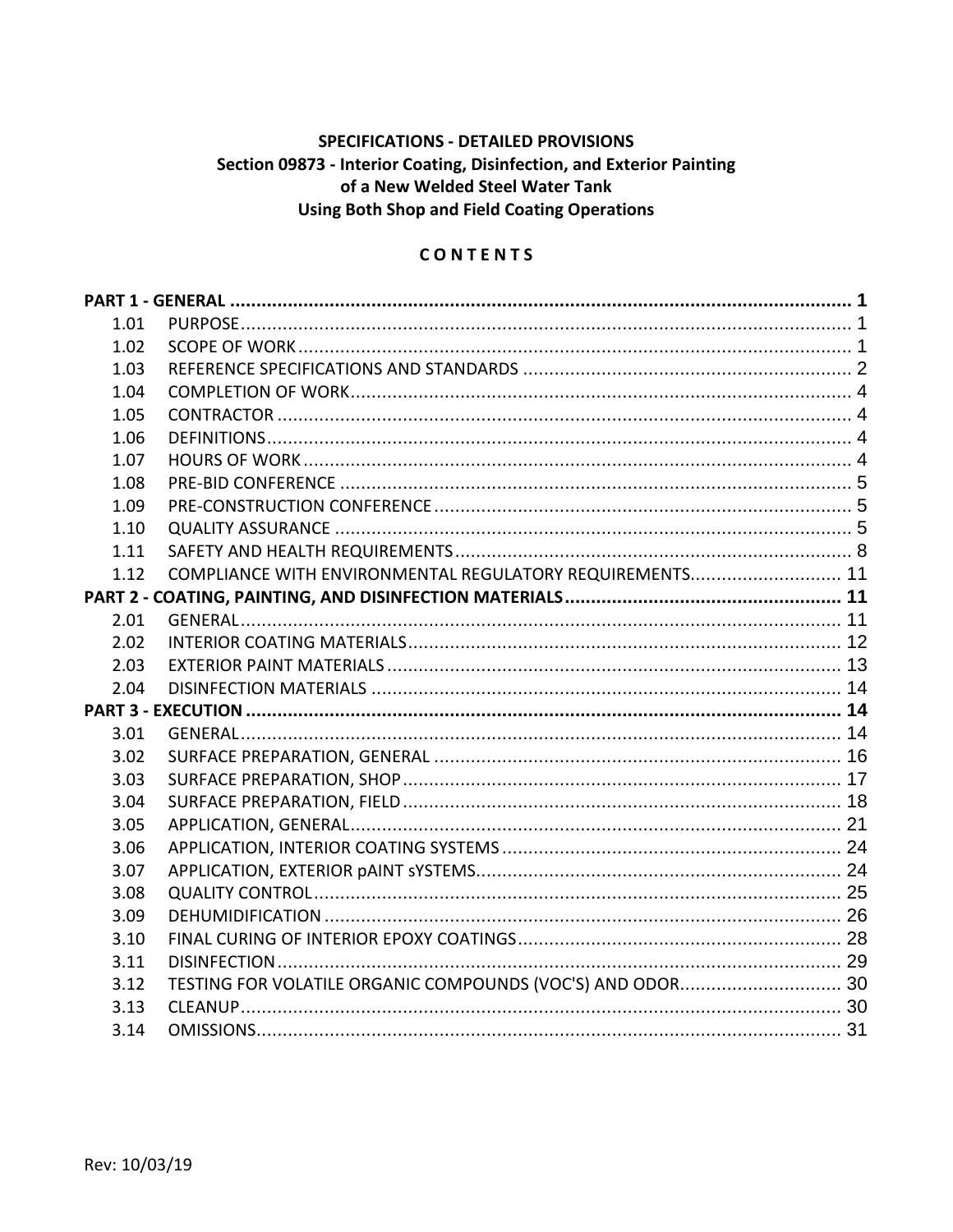**SPECIFICATIONS - DETAILED PROVISIONS**
**Section 09873 - Interior Coating, Disinfection, and Exterior Painting of a New Welded Steel Water Tank Using Both Shop and Field Coating Operations**

**C O N T E N T S**

| | | |
|---|---|---|
| **PART 1 - GENERAL** | | **1** |
| 1.01 | PURPOSE | 1 |
| 1.02 | SCOPE OF WORK | 1 |
| 1.03 | REFERENCE SPECIFICATIONS AND STANDARDS | 2 |
| 1.04 | COMPLETION OF WORK | 4 |
| 1.05 | CONTRACTOR | 4 |
| 1.06 | DEFINITIONS | 4 |
| 1.07 | HOURS OF WORK | 4 |
| 1.08 | PRE-BID CONFERENCE | 5 |
| 1.09 | PRE-CONSTRUCTION CONFERENCE | 5 |
| 1.10 | QUALITY ASSURANCE | 5 |
| 1.11 | SAFETY AND HEALTH REQUIREMENTS | 8 |
| 1.12 | COMPLIANCE WITH ENVIRONMENTAL REGULATORY REQUIREMENTS | 11 |
| **PART 2 - COATING, PAINTING, AND DISINFECTION MATERIALS** | | **11** |
| 2.01 | GENERAL | 11 |
| 2.02 | INTERIOR COATING MATERIALS | 12 |
| 2.03 | EXTERIOR PAINT MATERIALS | 13 |
| 2.04 | DISINFECTION MATERIALS | 14 |
| **PART 3 - EXECUTION** | | **14** |
| 3.01 | GENERAL | 14 |
| 3.02 | SURFACE PREPARATION, GENERAL | 16 |
| 3.03 | SURFACE PREPARATION, SHOP | 17 |
| 3.04 | SURFACE PREPARATION, FIELD | 18 |
| 3.05 | APPLICATION, GENERAL | 21 |
| 3.06 | APPLICATION, INTERIOR COATING SYSTEMS | 24 |
| 3.07 | APPLICATION, EXTERIOR pAINT sYSTEMS | 24 |
| 3.08 | QUALITY CONTROL | 25 |
| 3.09 | DEHUMIDIFICATION | 26 |
| 3.10 | FINAL CURING OF INTERIOR EPOXY COATINGS | 28 |
| 3.11 | DISINFECTION | 29 |
| 3.12 | TESTING FOR VOLATILE ORGANIC COMPOUNDS (VOC'S) AND ODOR | 30 |
| 3.13 | CLEANUP | 30 |
| 3.14 | OMISSIONS | 31 |

Rev: 10/03/19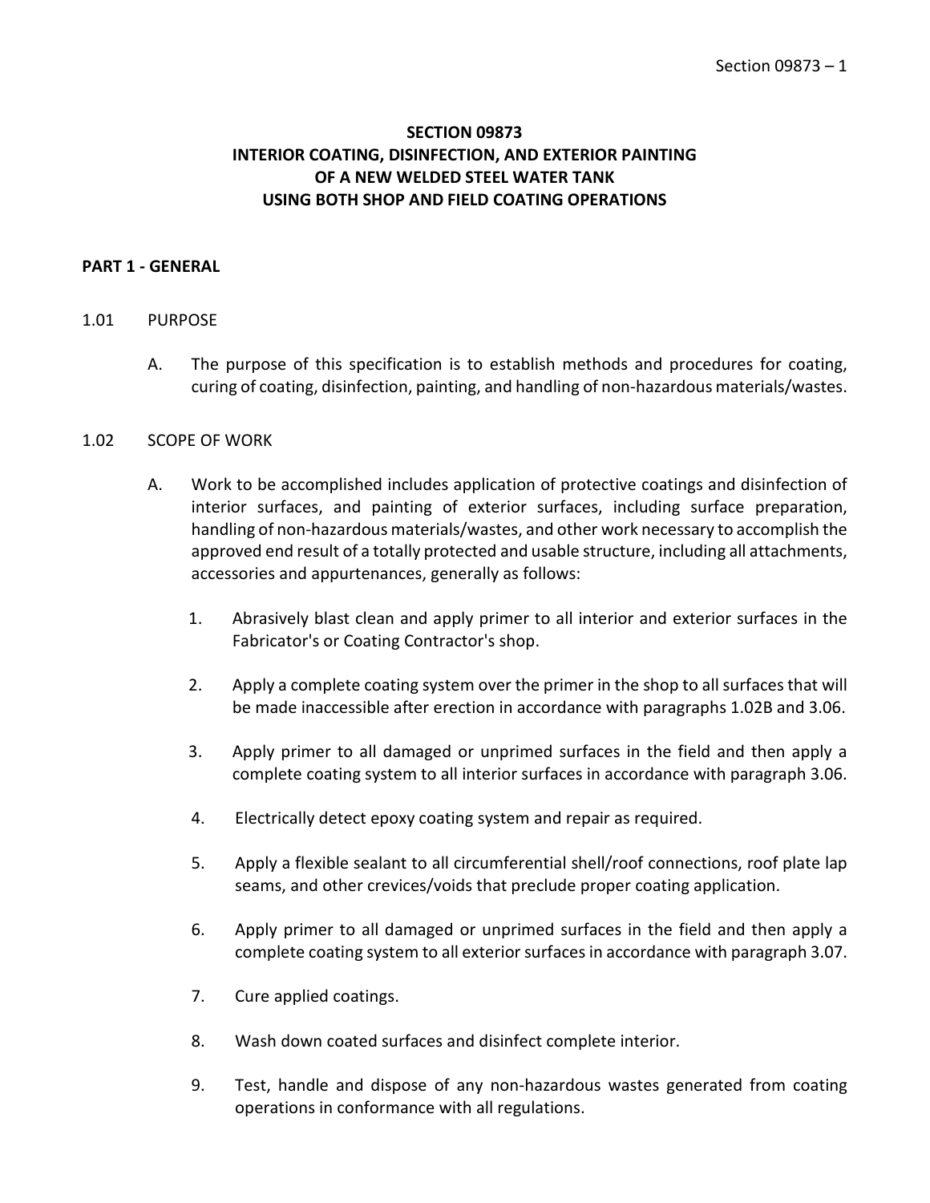# SECTION 09873
# INTERIOR COATING, DISINFECTION, AND EXTERIOR PAINTING OF A NEW WELDED STEEL WATER TANK USING BOTH SHOP AND FIELD COATING OPERATIONS

## PART 1 - GENERAL

### 1.01 PURPOSE

A. The purpose of this specification is to establish methods and procedures for coating, curing of coating, disinfection, painting, and handling of non-hazardous materials/wastes.

### 1.02 SCOPE OF WORK

A. Work to be accomplished includes application of protective coatings and disinfection of interior surfaces, and painting of exterior surfaces, including surface preparation, handling of non-hazardous materials/wastes, and other work necessary to accomplish the approved end result of a totally protected and usable structure, including all attachments, accessories and appurtenances, generally as follows:

1. Abrasively blast clean and apply primer to all interior and exterior surfaces in the Fabricator's or Coating Contractor's shop.
2. Apply a complete coating system over the primer in the shop to all surfaces that will be made inaccessible after erection in accordance with paragraphs 1.02B and 3.06.
3. Apply primer to all damaged or unprimed surfaces in the field and then apply a complete coating system to all interior surfaces in accordance with paragraph 3.06.
4. Electrically detect epoxy coating system and repair as required.
5. Apply a flexible sealant to all circumferential shell/roof connections, roof plate lap seams, and other crevices/voids that preclude proper coating application.
6. Apply primer to all damaged or unprimed surfaces in the field and then apply a complete coating system to all exterior surfaces in accordance with paragraph 3.07.
7. Cure applied coatings.
8. Wash down coated surfaces and disinfect complete interior.
9. Test, handle and dispose of any non-hazardous wastes generated from coating operations in conformance with all regulations.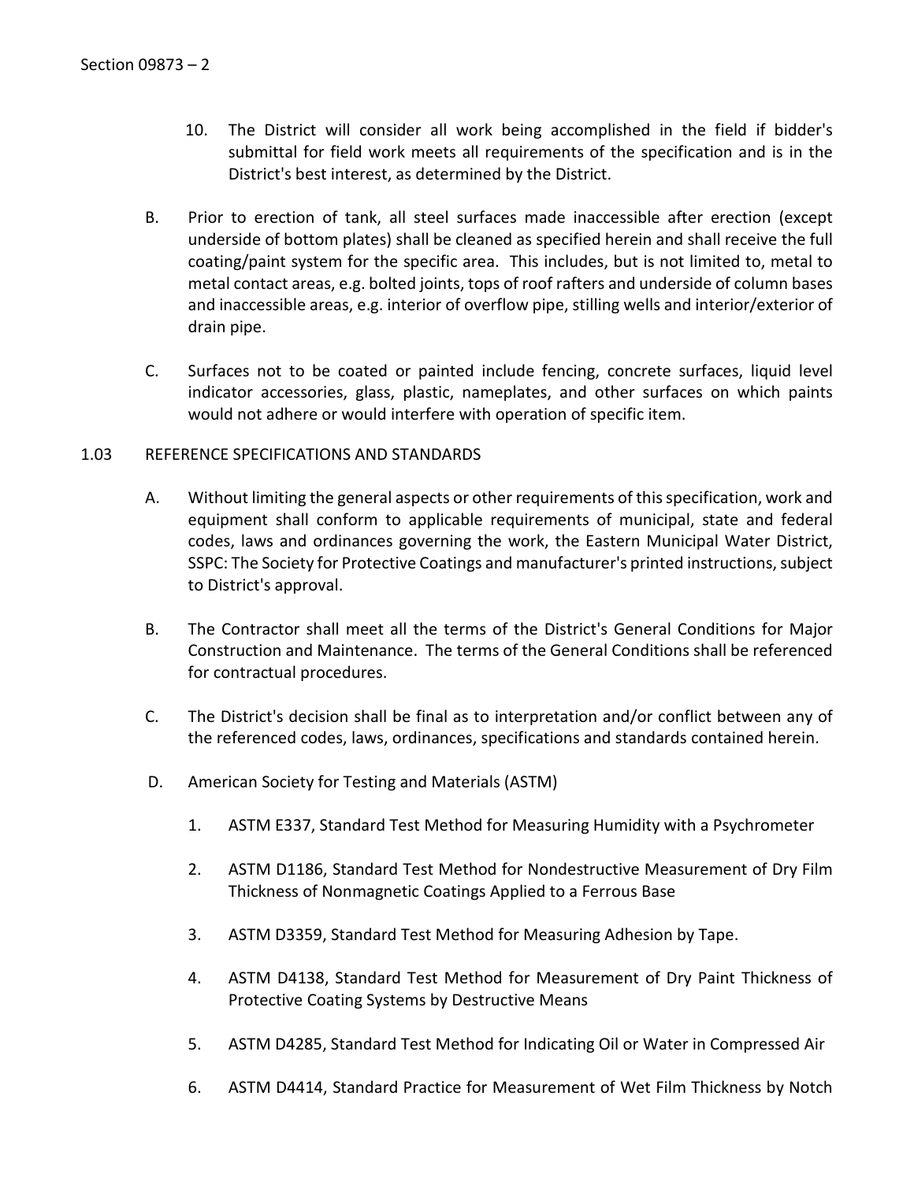10. The District will consider all work being accomplished in the field if bidder's submittal for field work meets all requirements of the specification and is in the District's best interest, as determined by the District.

B. Prior to erection of tank, all steel surfaces made inaccessible after erection (except underside of bottom plates) shall be cleaned as specified herein and shall receive the full coating/paint system for the specific area. This includes, but is not limited to, metal to metal contact areas, e.g. bolted joints, tops of roof rafters and underside of column bases and inaccessible areas, e.g. interior of overflow pipe, stilling wells and interior/exterior of drain pipe.

C. Surfaces not to be coated or painted include fencing, concrete surfaces, liquid level indicator accessories, glass, plastic, nameplates, and other surfaces on which paints would not adhere or would interfere with operation of specific item.

## 1.03 REFERENCE SPECIFICATIONS AND STANDARDS

A. Without limiting the general aspects or other requirements of this specification, work and equipment shall conform to applicable requirements of municipal, state and federal codes, laws and ordinances governing the work, the Eastern Municipal Water District, SSPC: The Society for Protective Coatings and manufacturer's printed instructions, subject to District's approval.

B. The Contractor shall meet all the terms of the District's General Conditions for Major Construction and Maintenance. The terms of the General Conditions shall be referenced for contractual procedures.

C. The District's decision shall be final as to interpretation and/or conflict between any of the referenced codes, laws, ordinances, specifications and standards contained herein.

D. American Society for Testing and Materials (ASTM)

1. ASTM E337, Standard Test Method for Measuring Humidity with a Psychrometer
2. ASTM D1186, Standard Test Method for Nondestructive Measurement of Dry Film Thickness of Nonmagnetic Coatings Applied to a Ferrous Base
3. ASTM D3359, Standard Test Method for Measuring Adhesion by Tape.
4. ASTM D4138, Standard Test Method for Measurement of Dry Paint Thickness of Protective Coating Systems by Destructive Means
5. ASTM D4285, Standard Test Method for Indicating Oil or Water in Compressed Air
6. ASTM D4414, Standard Practice for Measurement of Wet Film Thickness by Notch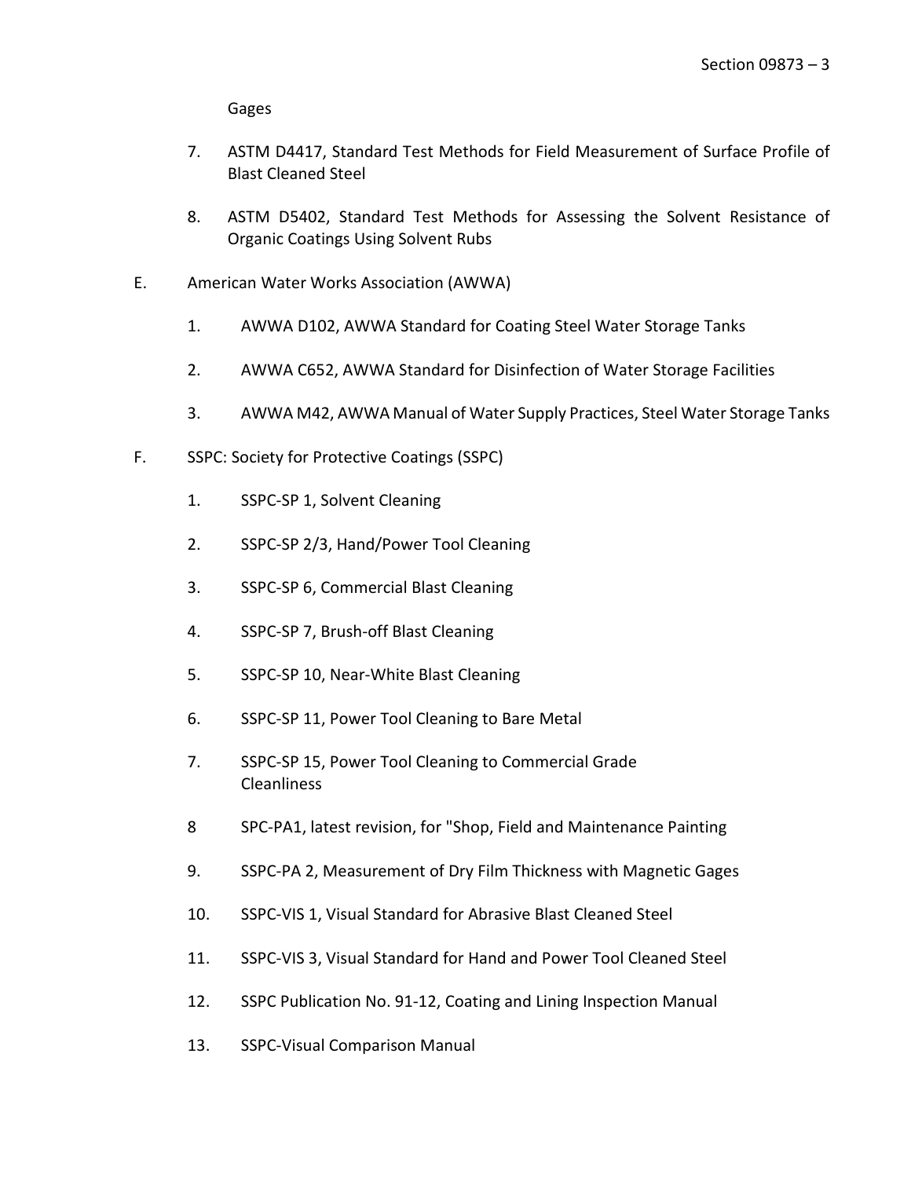Gages

7. ASTM D4417, Standard Test Methods for Field Measurement of Surface Profile of Blast Cleaned Steel

8. ASTM D5402, Standard Test Methods for Assessing the Solvent Resistance of Organic Coatings Using Solvent Rubs

E. American Water Works Association (AWWA)

   1. AWWA D102, AWWA Standard for Coating Steel Water Storage Tanks

   2. AWWA C652, AWWA Standard for Disinfection of Water Storage Facilities

   3. AWWA M42, AWWA Manual of Water Supply Practices, Steel Water Storage Tanks

F. SSPC: Society for Protective Coatings (SSPC)

   1. SSPC-SP 1, Solvent Cleaning

   2. SSPC-SP 2/3, Hand/Power Tool Cleaning

   3. SSPC-SP 6, Commercial Blast Cleaning

   4. SSPC-SP 7, Brush-off Blast Cleaning

   5. SSPC-SP 10, Near-White Blast Cleaning

   6. SSPC-SP 11, Power Tool Cleaning to Bare Metal

   7. SSPC-SP 15, Power Tool Cleaning to Commercial Grade Cleanliness

   8 SPC-PA1, latest revision, for "Shop, Field and Maintenance Painting

   9. SSPC-PA 2, Measurement of Dry Film Thickness with Magnetic Gages

   10. SSPC-VIS 1, Visual Standard for Abrasive Blast Cleaned Steel

   11. SSPC-VIS 3, Visual Standard for Hand and Power Tool Cleaned Steel

   12. SSPC Publication No. 91-12, Coating and Lining Inspection Manual

   13. SSPC-Visual Comparison Manual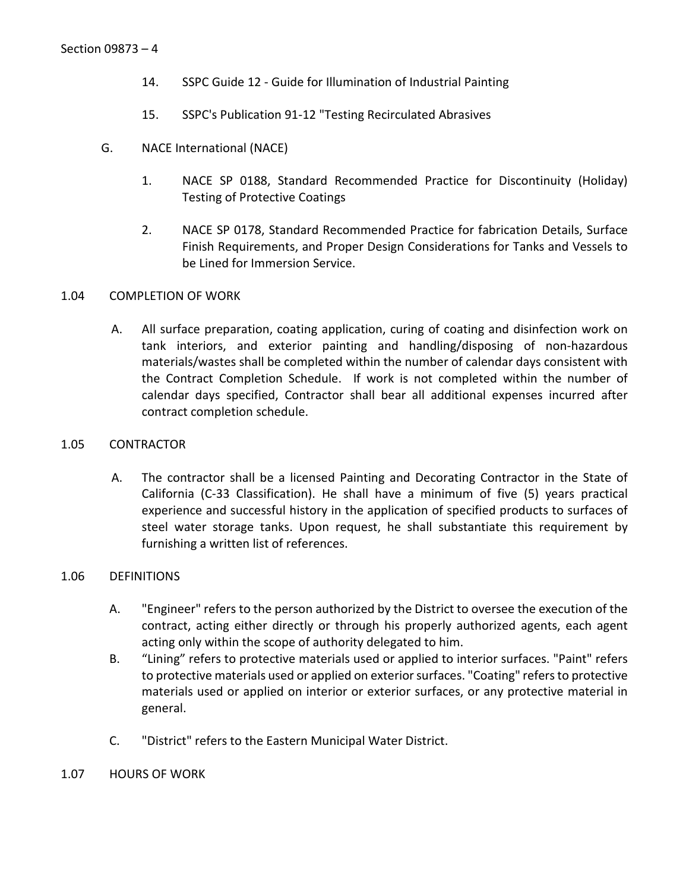14. SSPC Guide 12 - Guide for Illumination of Industrial Painting

15. SSPC's Publication 91-12 "Testing Recirculated Abrasives

G. NACE International (NACE)

1. NACE SP 0188, Standard Recommended Practice for Discontinuity (Holiday) Testing of Protective Coatings

2. NACE SP 0178, Standard Recommended Practice for fabrication Details, Surface Finish Requirements, and Proper Design Considerations for Tanks and Vessels to be Lined for Immersion Service.

## 1.04 COMPLETION OF WORK

A. All surface preparation, coating application, curing of coating and disinfection work on tank interiors, and exterior painting and handling/disposing of non-hazardous materials/wastes shall be completed within the number of calendar days consistent with the Contract Completion Schedule. If work is not completed within the number of calendar days specified, Contractor shall bear all additional expenses incurred after contract completion schedule.

## 1.05 CONTRACTOR

A. The contractor shall be a licensed Painting and Decorating Contractor in the State of California (C-33 Classification). He shall have a minimum of five (5) years practical experience and successful history in the application of specified products to surfaces of steel water storage tanks. Upon request, he shall substantiate this requirement by furnishing a written list of references.

## 1.06 DEFINITIONS

A. "Engineer" refers to the person authorized by the District to oversee the execution of the contract, acting either directly or through his properly authorized agents, each agent acting only within the scope of authority delegated to him.

B. “Lining” refers to protective materials used or applied to interior surfaces. "Paint" refers to protective materials used or applied on exterior surfaces. "Coating" refers to protective materials used or applied on interior or exterior surfaces, or any protective material in general.

C. "District" refers to the Eastern Municipal Water District.

## 1.07 HOURS OF WORK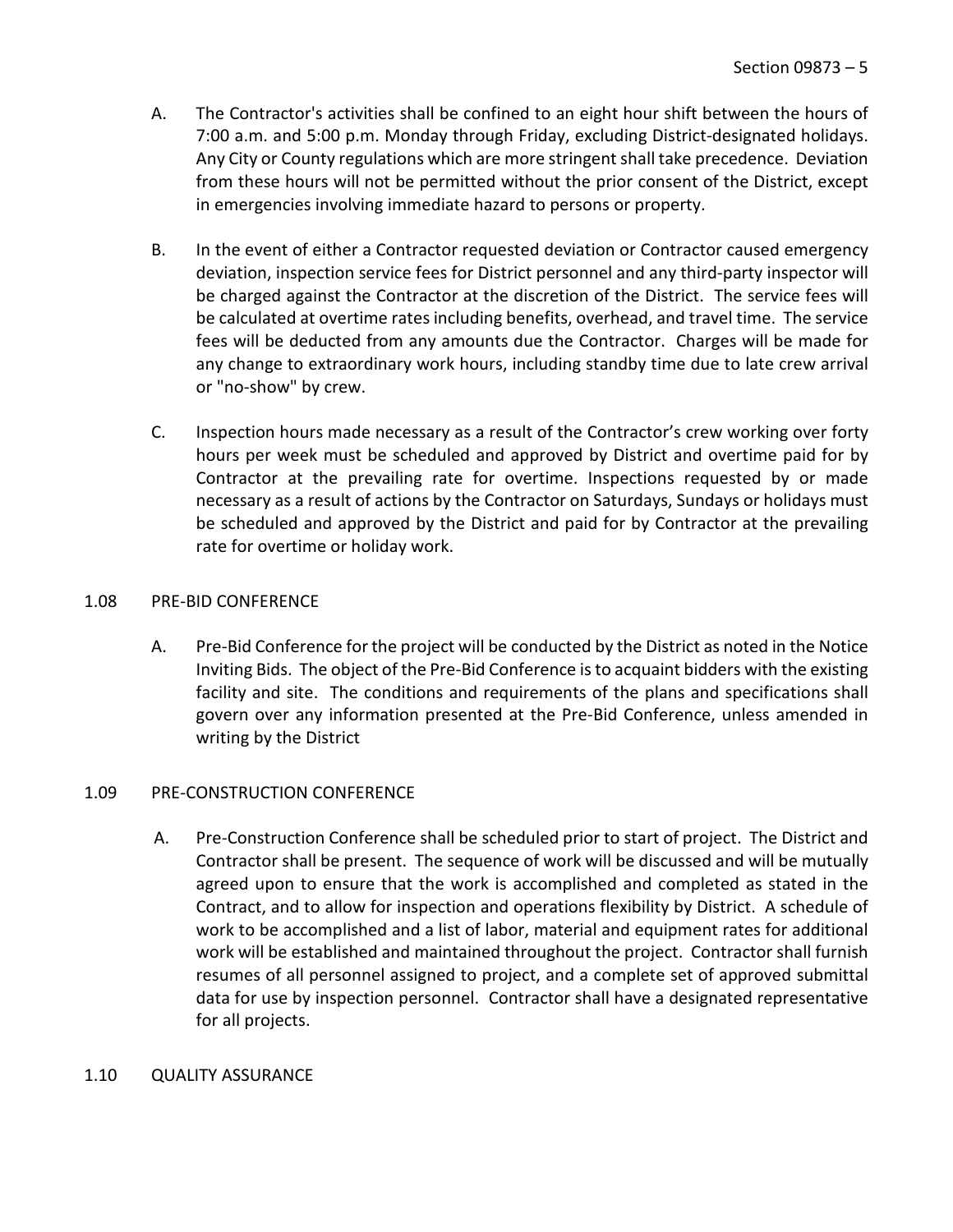A. The Contractor's activities shall be confined to an eight hour shift between the hours of 7:00 a.m. and 5:00 p.m. Monday through Friday, excluding District-designated holidays. Any City or County regulations which are more stringent shall take precedence. Deviation from these hours will not be permitted without the prior consent of the District, except in emergencies involving immediate hazard to persons or property.

B. In the event of either a Contractor requested deviation or Contractor caused emergency deviation, inspection service fees for District personnel and any third-party inspector will be charged against the Contractor at the discretion of the District. The service fees will be calculated at overtime rates including benefits, overhead, and travel time. The service fees will be deducted from any amounts due the Contractor. Charges will be made for any change to extraordinary work hours, including standby time due to late crew arrival or "no-show" by crew.

C. Inspection hours made necessary as a result of the Contractor's crew working over forty hours per week must be scheduled and approved by District and overtime paid for by Contractor at the prevailing rate for overtime. Inspections requested by or made necessary as a result of actions by the Contractor on Saturdays, Sundays or holidays must be scheduled and approved by the District and paid for by Contractor at the prevailing rate for overtime or holiday work.

## 1.08 PRE-BID CONFERENCE

A. Pre-Bid Conference for the project will be conducted by the District as noted in the Notice Inviting Bids. The object of the Pre-Bid Conference is to acquaint bidders with the existing facility and site. The conditions and requirements of the plans and specifications shall govern over any information presented at the Pre-Bid Conference, unless amended in writing by the District

## 1.09 PRE-CONSTRUCTION CONFERENCE

A. Pre-Construction Conference shall be scheduled prior to start of project. The District and Contractor shall be present. The sequence of work will be discussed and will be mutually agreed upon to ensure that the work is accomplished and completed as stated in the Contract, and to allow for inspection and operations flexibility by District. A schedule of work to be accomplished and a list of labor, material and equipment rates for additional work will be established and maintained throughout the project. Contractor shall furnish resumes of all personnel assigned to project, and a complete set of approved submittal data for use by inspection personnel. Contractor shall have a designated representative for all projects.

## 1.10 QUALITY ASSURANCE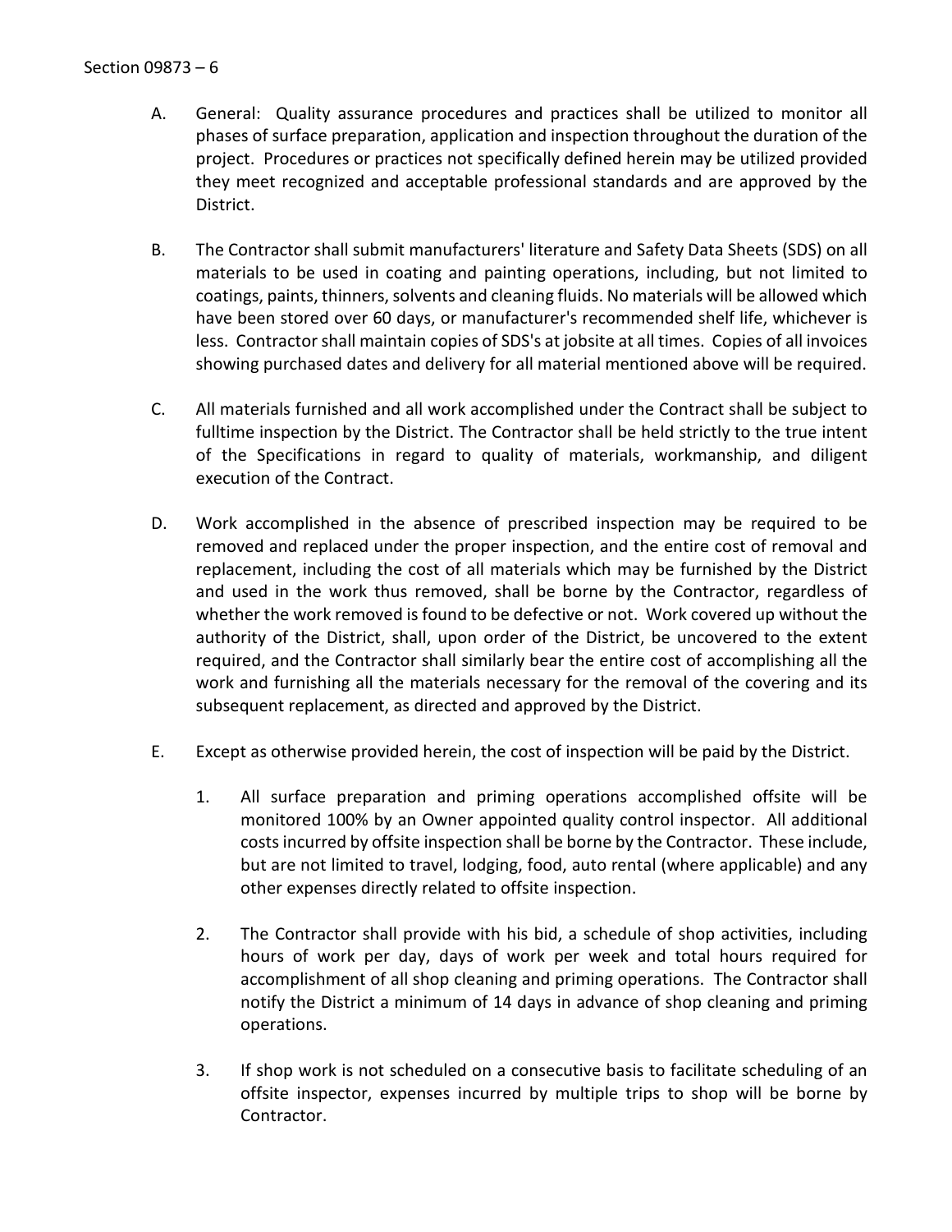A. General: Quality assurance procedures and practices shall be utilized to monitor all phases of surface preparation, application and inspection throughout the duration of the project. Procedures or practices not specifically defined herein may be utilized provided they meet recognized and acceptable professional standards and are approved by the District.

B. The Contractor shall submit manufacturers' literature and Safety Data Sheets (SDS) on all materials to be used in coating and painting operations, including, but not limited to coatings, paints, thinners, solvents and cleaning fluids. No materials will be allowed which have been stored over 60 days, or manufacturer's recommended shelf life, whichever is less. Contractor shall maintain copies of SDS's at jobsite at all times. Copies of all invoices showing purchased dates and delivery for all material mentioned above will be required.

C. All materials furnished and all work accomplished under the Contract shall be subject to fulltime inspection by the District. The Contractor shall be held strictly to the true intent of the Specifications in regard to quality of materials, workmanship, and diligent execution of the Contract.

D. Work accomplished in the absence of prescribed inspection may be required to be removed and replaced under the proper inspection, and the entire cost of removal and replacement, including the cost of all materials which may be furnished by the District and used in the work thus removed, shall be borne by the Contractor, regardless of whether the work removed is found to be defective or not. Work covered up without the authority of the District, shall, upon order of the District, be uncovered to the extent required, and the Contractor shall similarly bear the entire cost of accomplishing all the work and furnishing all the materials necessary for the removal of the covering and its subsequent replacement, as directed and approved by the District.

E. Except as otherwise provided herein, the cost of inspection will be paid by the District.

   1. All surface preparation and priming operations accomplished offsite will be monitored 100% by an Owner appointed quality control inspector. All additional costs incurred by offsite inspection shall be borne by the Contractor. These include, but are not limited to travel, lodging, food, auto rental (where applicable) and any other expenses directly related to offsite inspection.

   2. The Contractor shall provide with his bid, a schedule of shop activities, including hours of work per day, days of work per week and total hours required for accomplishment of all shop cleaning and priming operations. The Contractor shall notify the District a minimum of 14 days in advance of shop cleaning and priming operations.

   3. If shop work is not scheduled on a consecutive basis to facilitate scheduling of an offsite inspector, expenses incurred by multiple trips to shop will be borne by Contractor.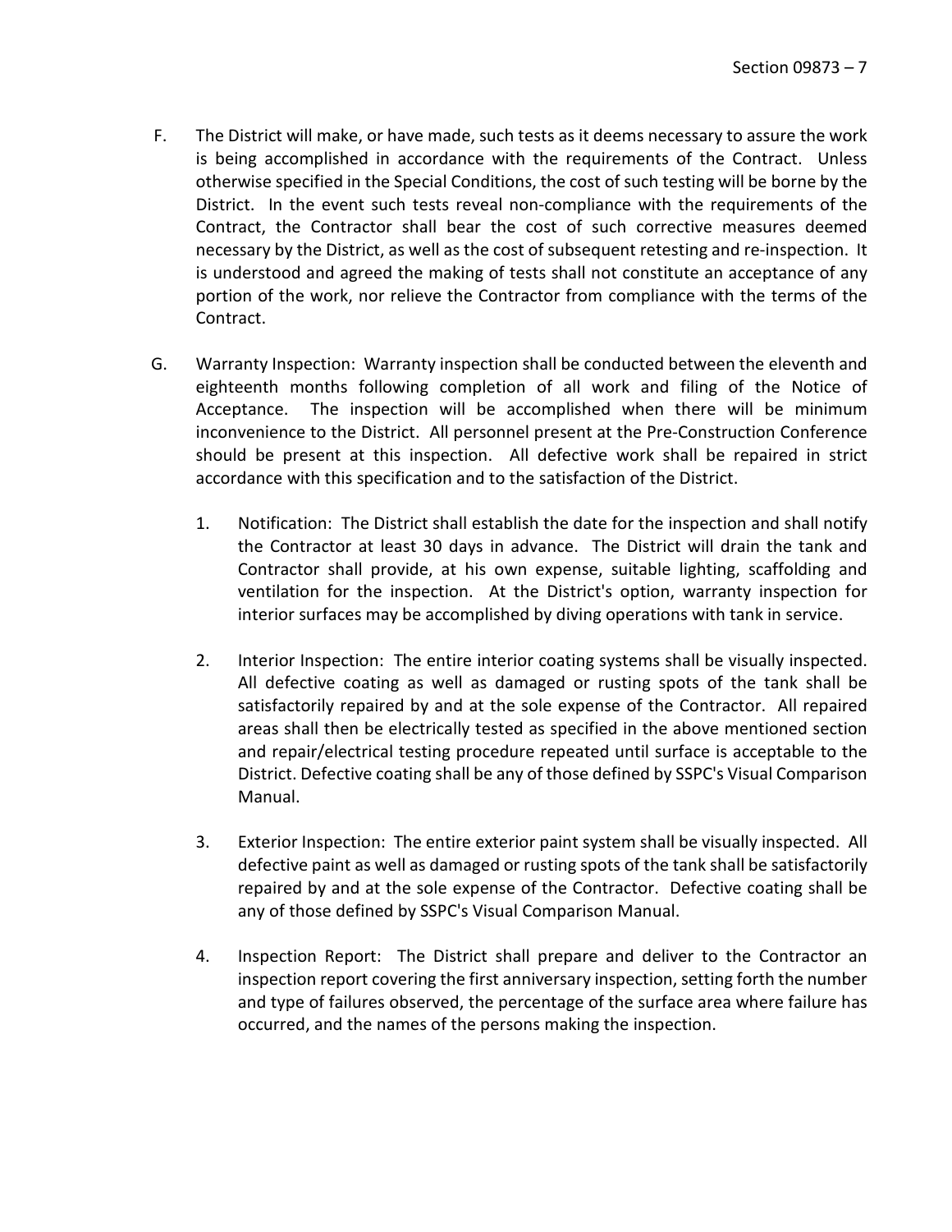F. The District will make, or have made, such tests as it deems necessary to assure the work is being accomplished in accordance with the requirements of the Contract. Unless otherwise specified in the Special Conditions, the cost of such testing will be borne by the District. In the event such tests reveal non-compliance with the requirements of the Contract, the Contractor shall bear the cost of such corrective measures deemed necessary by the District, as well as the cost of subsequent retesting and re-inspection. It is understood and agreed the making of tests shall not constitute an acceptance of any portion of the work, nor relieve the Contractor from compliance with the terms of the Contract.

G. Warranty Inspection: Warranty inspection shall be conducted between the eleventh and eighteenth months following completion of all work and filing of the Notice of Acceptance. The inspection will be accomplished when there will be minimum inconvenience to the District. All personnel present at the Pre-Construction Conference should be present at this inspection. All defective work shall be repaired in strict accordance with this specification and to the satisfaction of the District.

1. Notification: The District shall establish the date for the inspection and shall notify the Contractor at least 30 days in advance. The District will drain the tank and Contractor shall provide, at his own expense, suitable lighting, scaffolding and ventilation for the inspection. At the District's option, warranty inspection for interior surfaces may be accomplished by diving operations with tank in service.

2. Interior Inspection: The entire interior coating systems shall be visually inspected. All defective coating as well as damaged or rusting spots of the tank shall be satisfactorily repaired by and at the sole expense of the Contractor. All repaired areas shall then be electrically tested as specified in the above mentioned section and repair/electrical testing procedure repeated until surface is acceptable to the District. Defective coating shall be any of those defined by SSPC's Visual Comparison Manual.

3. Exterior Inspection: The entire exterior paint system shall be visually inspected. All defective paint as well as damaged or rusting spots of the tank shall be satisfactorily repaired by and at the sole expense of the Contractor. Defective coating shall be any of those defined by SSPC's Visual Comparison Manual.

4. Inspection Report: The District shall prepare and deliver to the Contractor an inspection report covering the first anniversary inspection, setting forth the number and type of failures observed, the percentage of the surface area where failure has occurred, and the names of the persons making the inspection.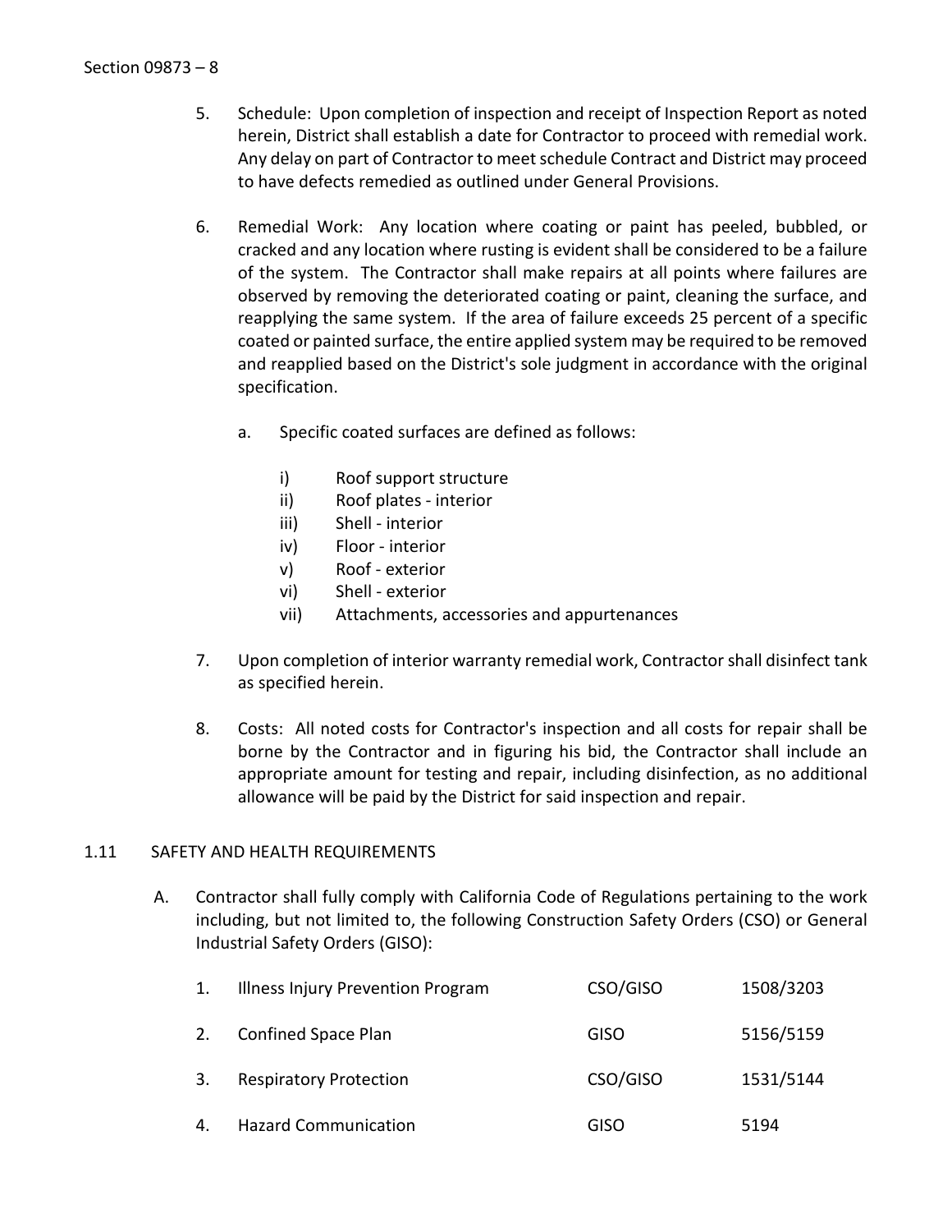5. Schedule: Upon completion of inspection and receipt of Inspection Report as noted herein, District shall establish a date for Contractor to proceed with remedial work. Any delay on part of Contractor to meet schedule Contract and District may proceed to have defects remedied as outlined under General Provisions.

6. Remedial Work: Any location where coating or paint has peeled, bubbled, or cracked and any location where rusting is evident shall be considered to be a failure of the system. The Contractor shall make repairs at all points where failures are observed by removing the deteriorated coating or paint, cleaning the surface, and reapplying the same system. If the area of failure exceeds 25 percent of a specific coated or painted surface, the entire applied system may be required to be removed and reapplied based on the District's sole judgment in accordance with the original specification.

   a. Specific coated surfaces are defined as follows:

      i) Roof support structure
      ii) Roof plates - interior
      iii) Shell - interior
      iv) Floor - interior
      v) Roof - exterior
      vi) Shell - exterior
      vii) Attachments, accessories and appurtenances

7. Upon completion of interior warranty remedial work, Contractor shall disinfect tank as specified herein.

8. Costs: All noted costs for Contractor's inspection and all costs for repair shall be borne by the Contractor and in figuring his bid, the Contractor shall include an appropriate amount for testing and repair, including disinfection, as no additional allowance will be paid by the District for said inspection and repair.

## 1.11 SAFETY AND HEALTH REQUIREMENTS

A. Contractor shall fully comply with California Code of Regulations pertaining to the work including, but not limited to, the following Construction Safety Orders (CSO) or General Industrial Safety Orders (GISO):

| | | | |
|---|---|---|---|
| 1. | Illness Injury Prevention Program | CSO/GISO | 1508/3203 |
| 2. | Confined Space Plan | GISO | 5156/5159 |
| 3. | Respiratory Protection | CSO/GISO | 1531/5144 |
| 4. | Hazard Communication | GISO | 5194 |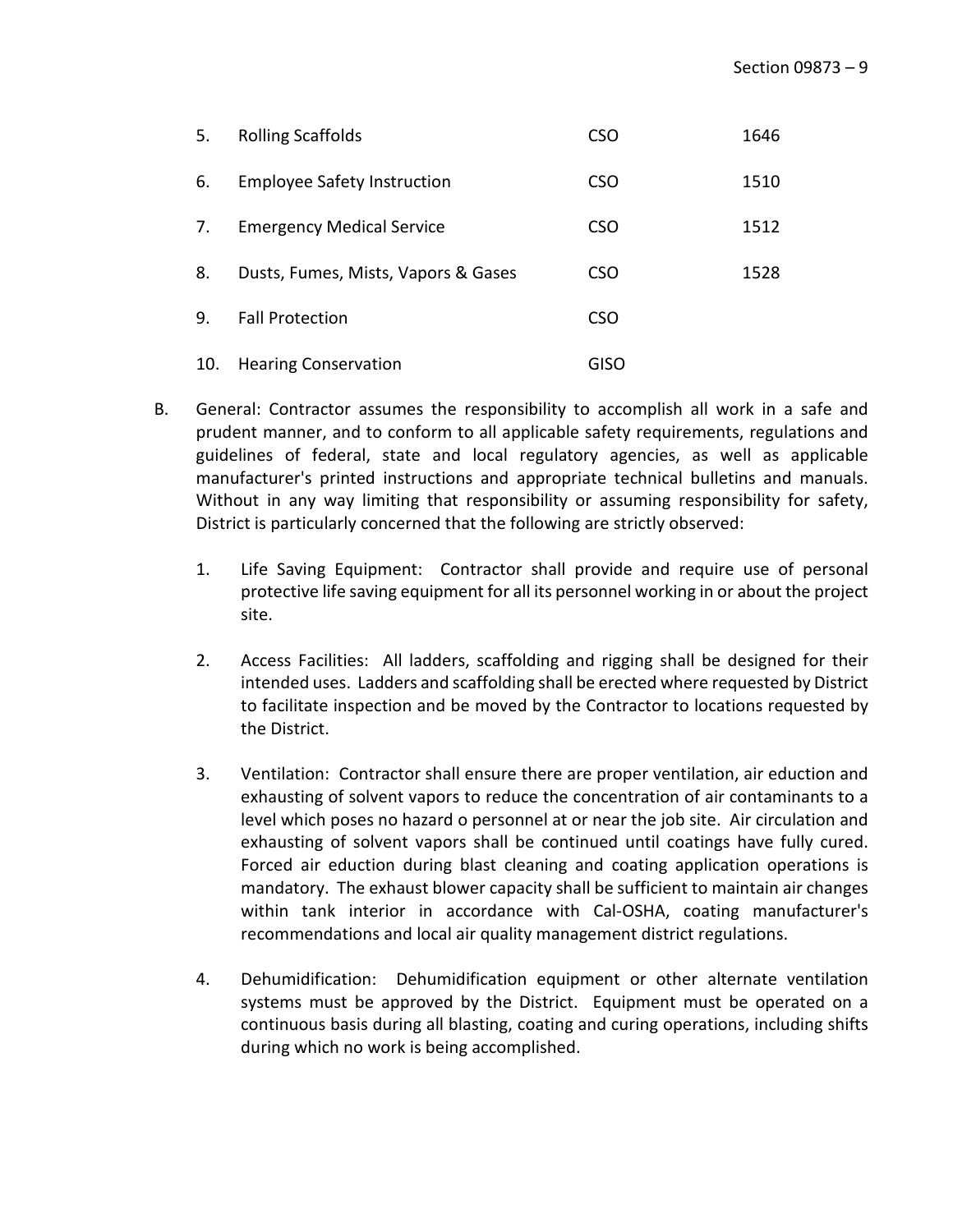| | | | |
|---|---|---|---|
| 5. | Rolling Scaffolds | CSO | 1646 |
| 6. | Employee Safety Instruction | CSO | 1510 |
| 7. | Emergency Medical Service | CSO | 1512 |
| 8. | Dusts, Fumes, Mists, Vapors & Gases | CSO | 1528 |
| 9. | Fall Protection | CSO | |
| 10. | Hearing Conservation | GISO | |

B. General: Contractor assumes the responsibility to accomplish all work in a safe and prudent manner, and to conform to all applicable safety requirements, regulations and guidelines of federal, state and local regulatory agencies, as well as applicable manufacturer's printed instructions and appropriate technical bulletins and manuals. Without in any way limiting that responsibility or assuming responsibility for safety, District is particularly concerned that the following are strictly observed:

1. Life Saving Equipment: Contractor shall provide and require use of personal protective life saving equipment for all its personnel working in or about the project site.

2. Access Facilities: All ladders, scaffolding and rigging shall be designed for their intended uses. Ladders and scaffolding shall be erected where requested by District to facilitate inspection and be moved by the Contractor to locations requested by the District.

3. Ventilation: Contractor shall ensure there are proper ventilation, air eduction and exhausting of solvent vapors to reduce the concentration of air contaminants to a level which poses no hazard o personnel at or near the job site. Air circulation and exhausting of solvent vapors shall be continued until coatings have fully cured. Forced air eduction during blast cleaning and coating application operations is mandatory. The exhaust blower capacity shall be sufficient to maintain air changes within tank interior in accordance with Cal-OSHA, coating manufacturer's recommendations and local air quality management district regulations.

4. Dehumidification: Dehumidification equipment or other alternate ventilation systems must be approved by the District. Equipment must be operated on a continuous basis during all blasting, coating and curing operations, including shifts during which no work is being accomplished.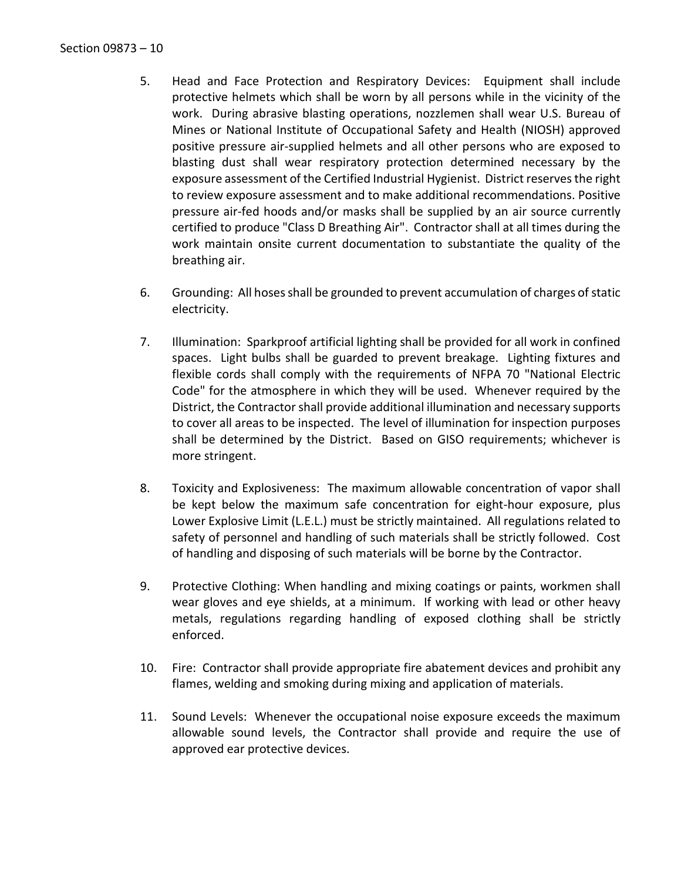5. Head and Face Protection and Respiratory Devices: Equipment shall include protective helmets which shall be worn by all persons while in the vicinity of the work. During abrasive blasting operations, nozzlemen shall wear U.S. Bureau of Mines or National Institute of Occupational Safety and Health (NIOSH) approved positive pressure air-supplied helmets and all other persons who are exposed to blasting dust shall wear respiratory protection determined necessary by the exposure assessment of the Certified Industrial Hygienist. District reserves the right to review exposure assessment and to make additional recommendations. Positive pressure air-fed hoods and/or masks shall be supplied by an air source currently certified to produce "Class D Breathing Air". Contractor shall at all times during the work maintain onsite current documentation to substantiate the quality of the breathing air.

6. Grounding: All hoses shall be grounded to prevent accumulation of charges of static electricity.

7. Illumination: Sparkproof artificial lighting shall be provided for all work in confined spaces. Light bulbs shall be guarded to prevent breakage. Lighting fixtures and flexible cords shall comply with the requirements of NFPA 70 "National Electric Code" for the atmosphere in which they will be used. Whenever required by the District, the Contractor shall provide additional illumination and necessary supports to cover all areas to be inspected. The level of illumination for inspection purposes shall be determined by the District. Based on GISO requirements; whichever is more stringent.

8. Toxicity and Explosiveness: The maximum allowable concentration of vapor shall be kept below the maximum safe concentration for eight-hour exposure, plus Lower Explosive Limit (L.E.L.) must be strictly maintained. All regulations related to safety of personnel and handling of such materials shall be strictly followed. Cost of handling and disposing of such materials will be borne by the Contractor.

9. Protective Clothing: When handling and mixing coatings or paints, workmen shall wear gloves and eye shields, at a minimum. If working with lead or other heavy metals, regulations regarding handling of exposed clothing shall be strictly enforced.

10. Fire: Contractor shall provide appropriate fire abatement devices and prohibit any flames, welding and smoking during mixing and application of materials.

11. Sound Levels: Whenever the occupational noise exposure exceeds the maximum allowable sound levels, the Contractor shall provide and require the use of approved ear protective devices.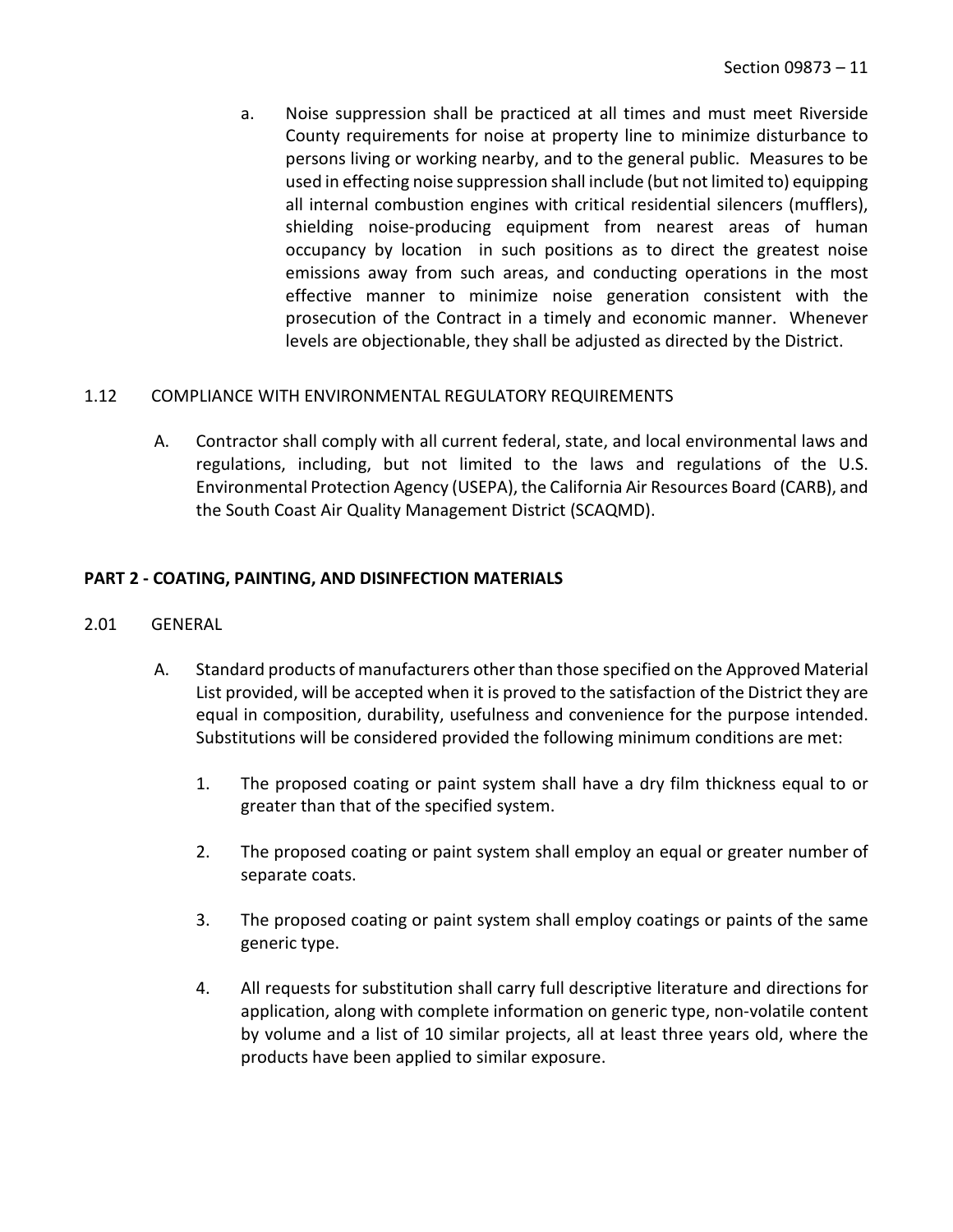a. Noise suppression shall be practiced at all times and must meet Riverside County requirements for noise at property line to minimize disturbance to persons living or working nearby, and to the general public. Measures to be used in effecting noise suppression shall include (but not limited to) equipping all internal combustion engines with critical residential silencers (mufflers), shielding noise-producing equipment from nearest areas of human occupancy by location in such positions as to direct the greatest noise emissions away from such areas, and conducting operations in the most effective manner to minimize noise generation consistent with the prosecution of the Contract in a timely and economic manner. Whenever levels are objectionable, they shall be adjusted as directed by the District.

### 1.12 COMPLIANCE WITH ENVIRONMENTAL REGULATORY REQUIREMENTS

A. Contractor shall comply with all current federal, state, and local environmental laws and regulations, including, but not limited to the laws and regulations of the U.S. Environmental Protection Agency (USEPA), the California Air Resources Board (CARB), and the South Coast Air Quality Management District (SCAQMD).

## PART 2 - COATING, PAINTING, AND DISINFECTION MATERIALS

### 2.01 GENERAL

A. Standard products of manufacturers other than those specified on the Approved Material List provided, will be accepted when it is proved to the satisfaction of the District they are equal in composition, durability, usefulness and convenience for the purpose intended. Substitutions will be considered provided the following minimum conditions are met:

1. The proposed coating or paint system shall have a dry film thickness equal to or greater than that of the specified system.

2. The proposed coating or paint system shall employ an equal or greater number of separate coats.

3. The proposed coating or paint system shall employ coatings or paints of the same generic type.

4. All requests for substitution shall carry full descriptive literature and directions for application, along with complete information on generic type, non-volatile content by volume and a list of 10 similar projects, all at least three years old, where the products have been applied to similar exposure.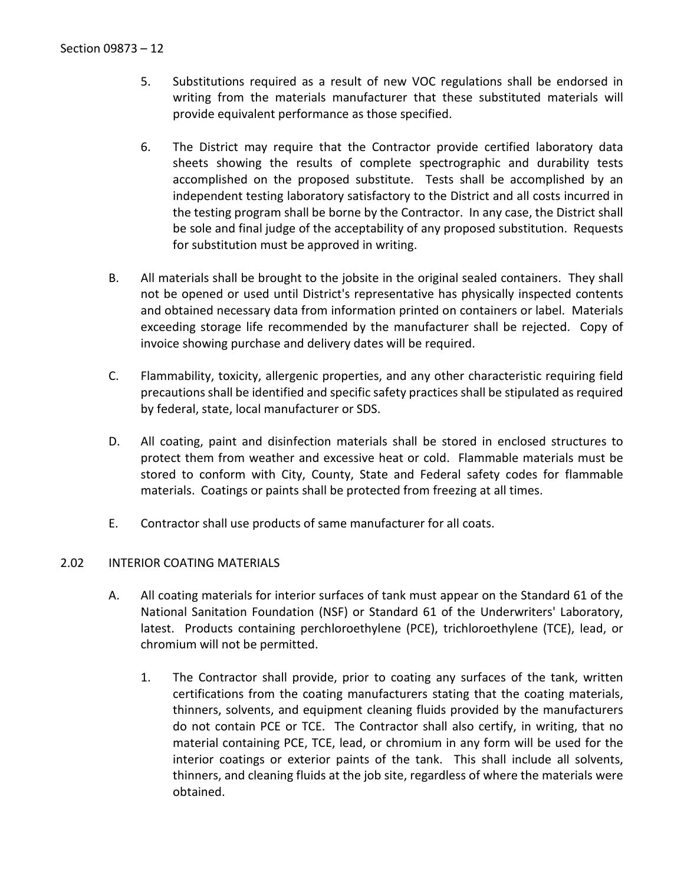5. Substitutions required as a result of new VOC regulations shall be endorsed in writing from the materials manufacturer that these substituted materials will provide equivalent performance as those specified.

6. The District may require that the Contractor provide certified laboratory data sheets showing the results of complete spectrographic and durability tests accomplished on the proposed substitute. Tests shall be accomplished by an independent testing laboratory satisfactory to the District and all costs incurred in the testing program shall be borne by the Contractor. In any case, the District shall be sole and final judge of the acceptability of any proposed substitution. Requests for substitution must be approved in writing.

B. All materials shall be brought to the jobsite in the original sealed containers. They shall not be opened or used until District's representative has physically inspected contents and obtained necessary data from information printed on containers or label. Materials exceeding storage life recommended by the manufacturer shall be rejected. Copy of invoice showing purchase and delivery dates will be required.

C. Flammability, toxicity, allergenic properties, and any other characteristic requiring field precautions shall be identified and specific safety practices shall be stipulated as required by federal, state, local manufacturer or SDS.

D. All coating, paint and disinfection materials shall be stored in enclosed structures to protect them from weather and excessive heat or cold. Flammable materials must be stored to conform with City, County, State and Federal safety codes for flammable materials. Coatings or paints shall be protected from freezing at all times.

E. Contractor shall use products of same manufacturer for all coats.

## 2.02 INTERIOR COATING MATERIALS

A. All coating materials for interior surfaces of tank must appear on the Standard 61 of the National Sanitation Foundation (NSF) or Standard 61 of the Underwriters' Laboratory, latest. Products containing perchloroethylene (PCE), trichloroethylene (TCE), lead, or chromium will not be permitted.

1. The Contractor shall provide, prior to coating any surfaces of the tank, written certifications from the coating manufacturers stating that the coating materials, thinners, solvents, and equipment cleaning fluids provided by the manufacturers do not contain PCE or TCE. The Contractor shall also certify, in writing, that no material containing PCE, TCE, lead, or chromium in any form will be used for the interior coatings or exterior paints of the tank. This shall include all solvents, thinners, and cleaning fluids at the job site, regardless of where the materials were obtained.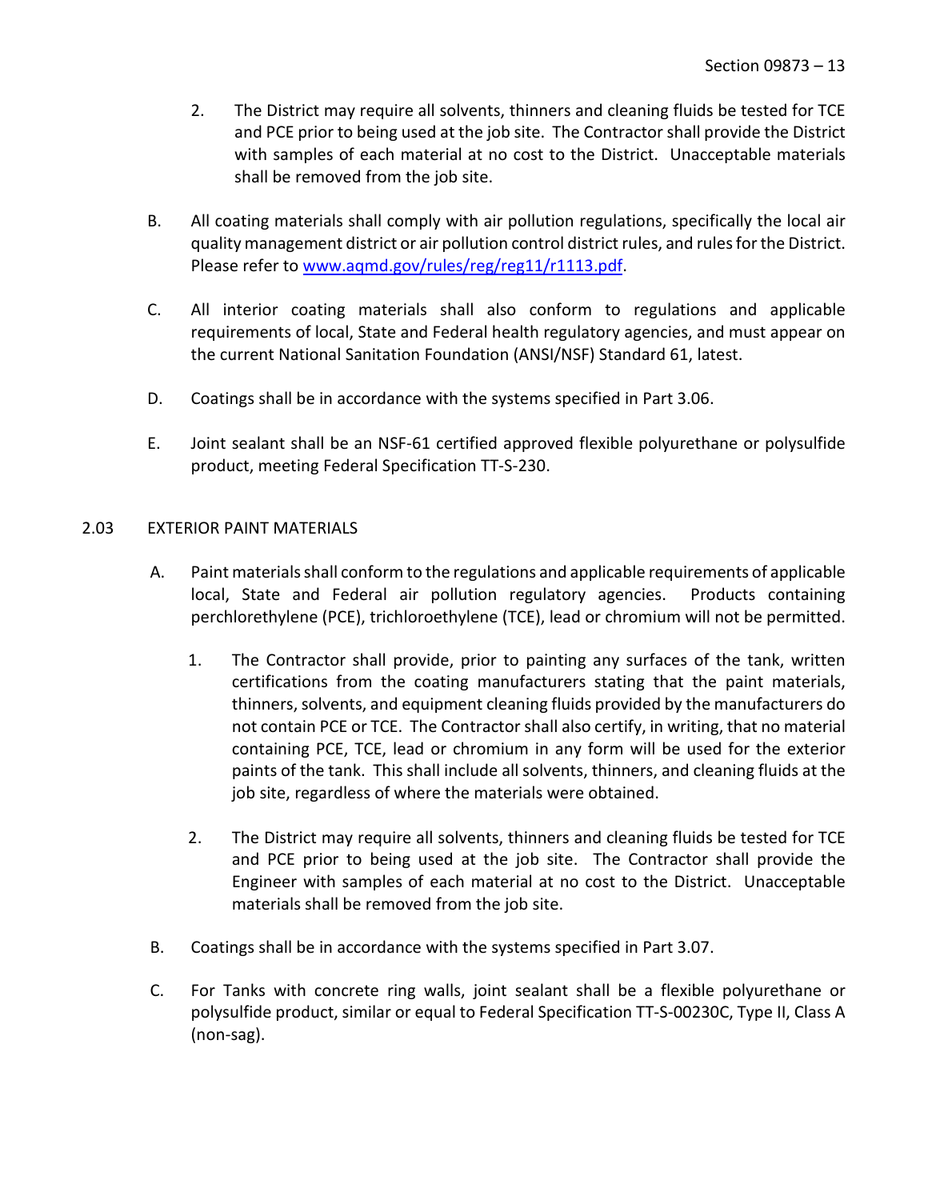2. The District may require all solvents, thinners and cleaning fluids be tested for TCE and PCE prior to being used at the job site. The Contractor shall provide the District with samples of each material at no cost to the District. Unacceptable materials shall be removed from the job site.

B. All coating materials shall comply with air pollution regulations, specifically the local air quality management district or air pollution control district rules, and rules for the District. Please refer to [www.aqmd.gov/rules/reg/reg11/r1113.pdf](www.aqmd.gov/rules/reg/reg11/r1113.pdf).

C. All interior coating materials shall also conform to regulations and applicable requirements of local, State and Federal health regulatory agencies, and must appear on the current National Sanitation Foundation (ANSI/NSF) Standard 61, latest.

D. Coatings shall be in accordance with the systems specified in Part 3.06.

E. Joint sealant shall be an NSF-61 certified approved flexible polyurethane or polysulfide product, meeting Federal Specification TT-S-230.

## 2.03 EXTERIOR PAINT MATERIALS

A. Paint materials shall conform to the regulations and applicable requirements of applicable local, State and Federal air pollution regulatory agencies. Products containing perchlorethylene (PCE), trichloroethylene (TCE), lead or chromium will not be permitted.

1. The Contractor shall provide, prior to painting any surfaces of the tank, written certifications from the coating manufacturers stating that the paint materials, thinners, solvents, and equipment cleaning fluids provided by the manufacturers do not contain PCE or TCE. The Contractor shall also certify, in writing, that no material containing PCE, TCE, lead or chromium in any form will be used for the exterior paints of the tank. This shall include all solvents, thinners, and cleaning fluids at the job site, regardless of where the materials were obtained.

2. The District may require all solvents, thinners and cleaning fluids be tested for TCE and PCE prior to being used at the job site. The Contractor shall provide the Engineer with samples of each material at no cost to the District. Unacceptable materials shall be removed from the job site.

B. Coatings shall be in accordance with the systems specified in Part 3.07.

C. For Tanks with concrete ring walls, joint sealant shall be a flexible polyurethane or polysulfide product, similar or equal to Federal Specification TT-S-00230C, Type II, Class A (non-sag).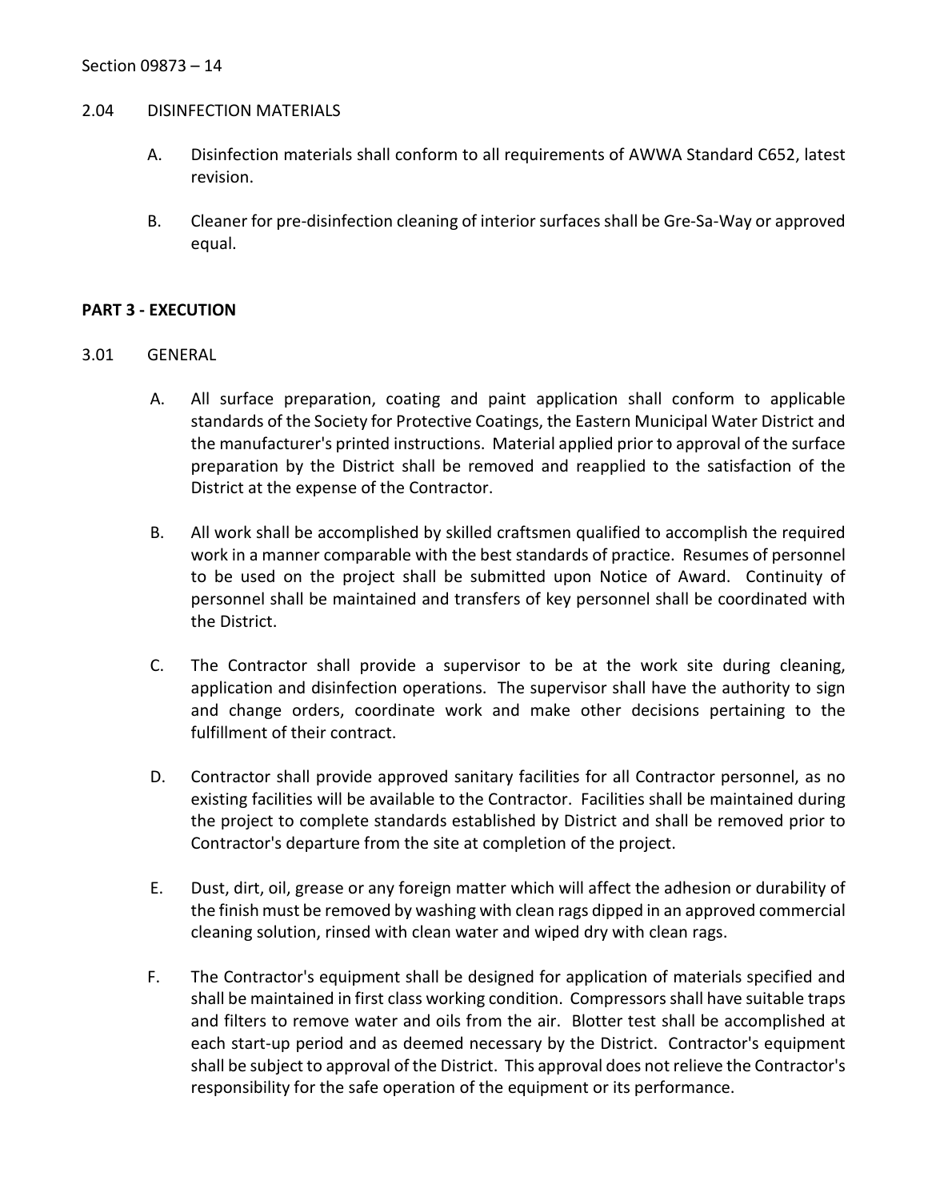## 2.04 DISINFECTION MATERIALS

A. Disinfection materials shall conform to all requirements of AWWA Standard C652, latest revision.

B. Cleaner for pre-disinfection cleaning of interior surfaces shall be Gre-Sa-Way or approved equal.

# PART 3 - EXECUTION

## 3.01 GENERAL

A. All surface preparation, coating and paint application shall conform to applicable standards of the Society for Protective Coatings, the Eastern Municipal Water District and the manufacturer's printed instructions. Material applied prior to approval of the surface preparation by the District shall be removed and reapplied to the satisfaction of the District at the expense of the Contractor.

B. All work shall be accomplished by skilled craftsmen qualified to accomplish the required work in a manner comparable with the best standards of practice. Resumes of personnel to be used on the project shall be submitted upon Notice of Award. Continuity of personnel shall be maintained and transfers of key personnel shall be coordinated with the District.

C. The Contractor shall provide a supervisor to be at the work site during cleaning, application and disinfection operations. The supervisor shall have the authority to sign and change orders, coordinate work and make other decisions pertaining to the fulfillment of their contract.

D. Contractor shall provide approved sanitary facilities for all Contractor personnel, as no existing facilities will be available to the Contractor. Facilities shall be maintained during the project to complete standards established by District and shall be removed prior to Contractor's departure from the site at completion of the project.

E. Dust, dirt, oil, grease or any foreign matter which will affect the adhesion or durability of the finish must be removed by washing with clean rags dipped in an approved commercial cleaning solution, rinsed with clean water and wiped dry with clean rags.

F. The Contractor's equipment shall be designed for application of materials specified and shall be maintained in first class working condition. Compressors shall have suitable traps and filters to remove water and oils from the air. Blotter test shall be accomplished at each start-up period and as deemed necessary by the District. Contractor's equipment shall be subject to approval of the District. This approval does not relieve the Contractor's responsibility for the safe operation of the equipment or its performance.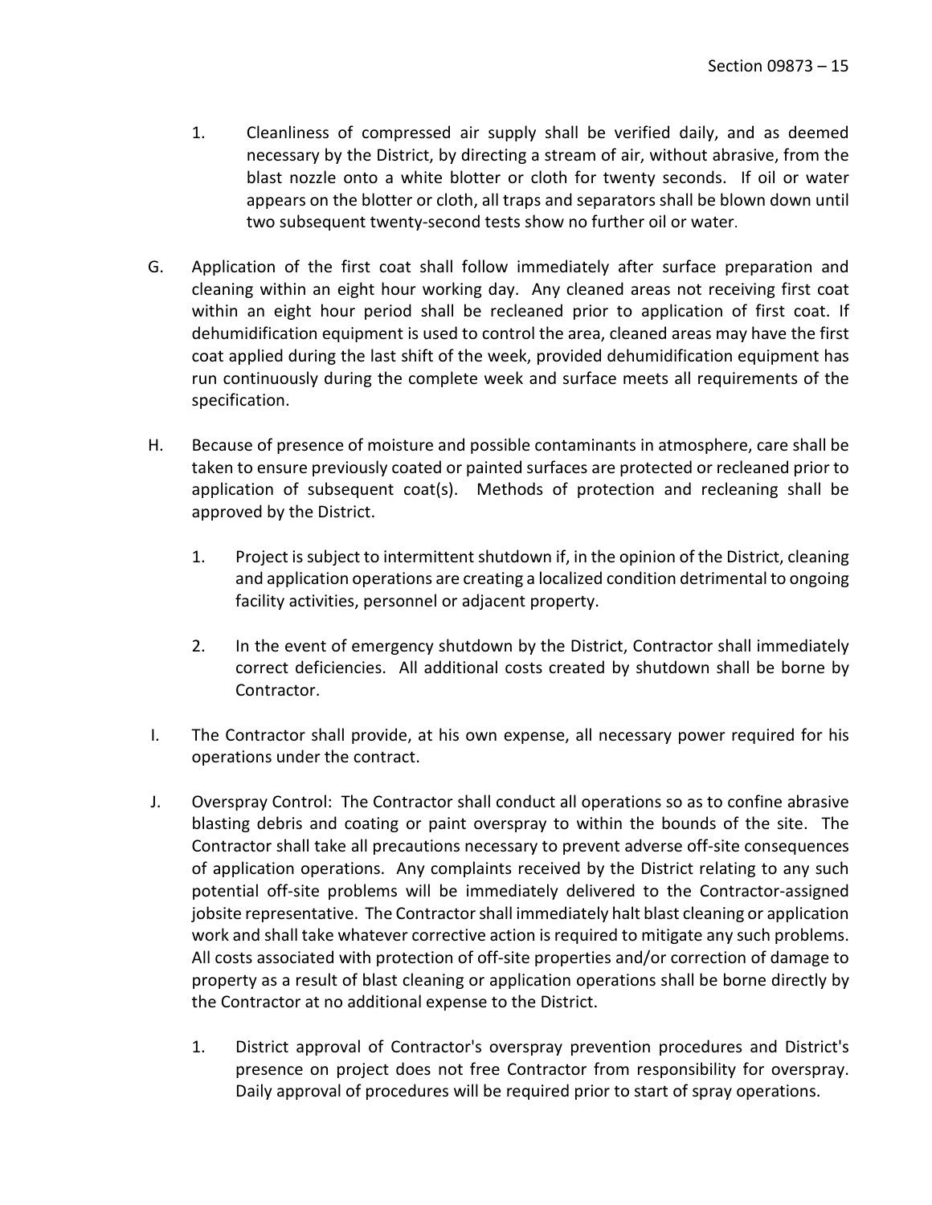1. Cleanliness of compressed air supply shall be verified daily, and as deemed necessary by the District, by directing a stream of air, without abrasive, from the blast nozzle onto a white blotter or cloth for twenty seconds. If oil or water appears on the blotter or cloth, all traps and separators shall be blown down until two subsequent twenty-second tests show no further oil or water.

G. Application of the first coat shall follow immediately after surface preparation and cleaning within an eight hour working day. Any cleaned areas not receiving first coat within an eight hour period shall be recleaned prior to application of first coat. If dehumidification equipment is used to control the area, cleaned areas may have the first coat applied during the last shift of the week, provided dehumidification equipment has run continuously during the complete week and surface meets all requirements of the specification.

H. Because of presence of moisture and possible contaminants in atmosphere, care shall be taken to ensure previously coated or painted surfaces are protected or recleaned prior to application of subsequent coat(s). Methods of protection and recleaning shall be approved by the District.

   1. Project is subject to intermittent shutdown if, in the opinion of the District, cleaning and application operations are creating a localized condition detrimental to ongoing facility activities, personnel or adjacent property.

   2. In the event of emergency shutdown by the District, Contractor shall immediately correct deficiencies. All additional costs created by shutdown shall be borne by Contractor.

I. The Contractor shall provide, at his own expense, all necessary power required for his operations under the contract.

J. Overspray Control: The Contractor shall conduct all operations so as to confine abrasive blasting debris and coating or paint overspray to within the bounds of the site. The Contractor shall take all precautions necessary to prevent adverse off-site consequences of application operations. Any complaints received by the District relating to any such potential off-site problems will be immediately delivered to the Contractor-assigned jobsite representative. The Contractor shall immediately halt blast cleaning or application work and shall take whatever corrective action is required to mitigate any such problems. All costs associated with protection of off-site properties and/or correction of damage to property as a result of blast cleaning or application operations shall be borne directly by the Contractor at no additional expense to the District.

   1. District approval of Contractor's overspray prevention procedures and District's presence on project does not free Contractor from responsibility for overspray. Daily approval of procedures will be required prior to start of spray operations.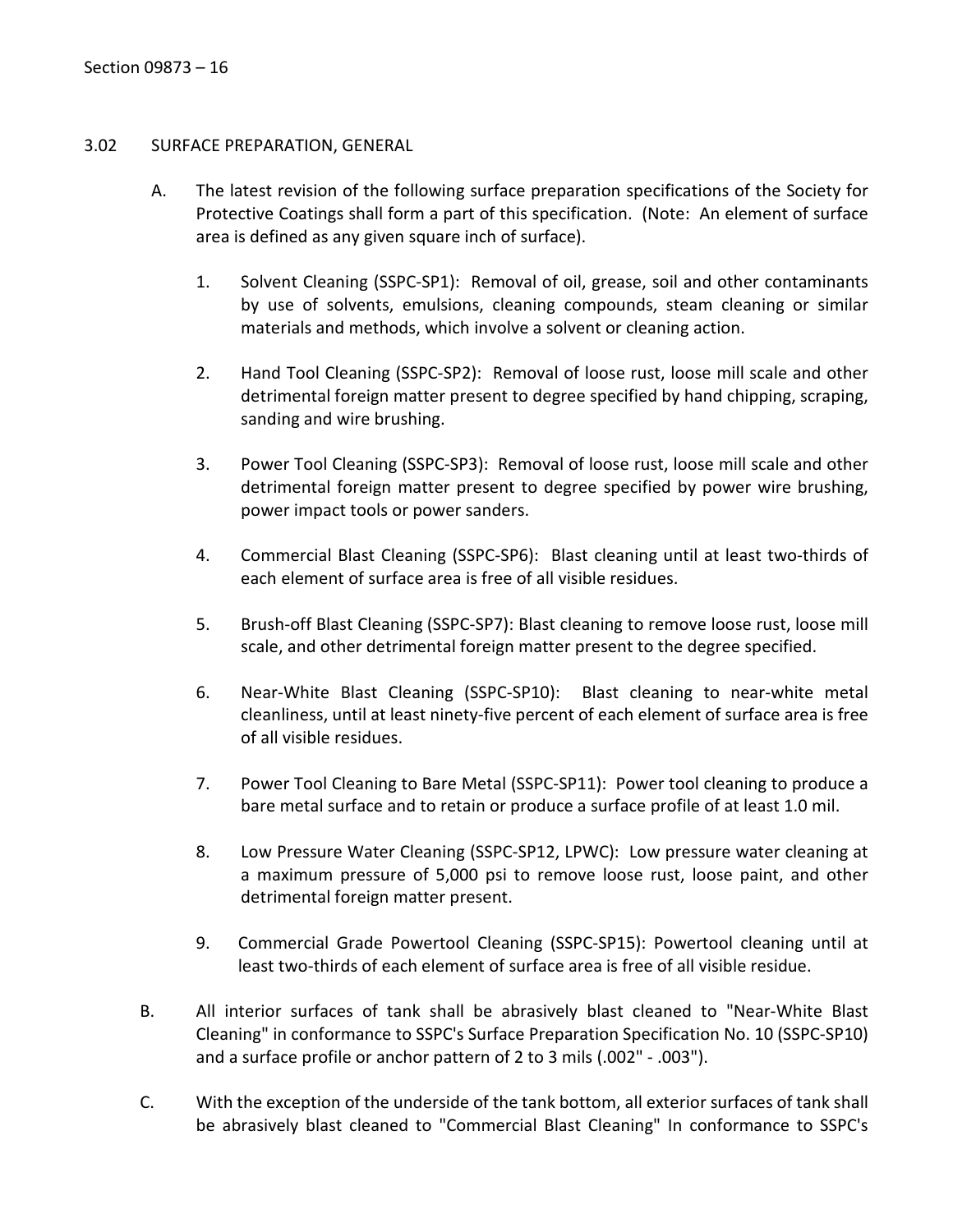### 3.02 SURFACE PREPARATION, GENERAL

A. The latest revision of the following surface preparation specifications of the Society for Protective Coatings shall form a part of this specification. (Note: An element of surface area is defined as any given square inch of surface).

1. Solvent Cleaning (SSPC-SP1): Removal of oil, grease, soil and other contaminants by use of solvents, emulsions, cleaning compounds, steam cleaning or similar materials and methods, which involve a solvent or cleaning action.

2. Hand Tool Cleaning (SSPC-SP2): Removal of loose rust, loose mill scale and other detrimental foreign matter present to degree specified by hand chipping, scraping, sanding and wire brushing.

3. Power Tool Cleaning (SSPC-SP3): Removal of loose rust, loose mill scale and other detrimental foreign matter present to degree specified by power wire brushing, power impact tools or power sanders.

4. Commercial Blast Cleaning (SSPC-SP6): Blast cleaning until at least two-thirds of each element of surface area is free of all visible residues.

5. Brush-off Blast Cleaning (SSPC-SP7): Blast cleaning to remove loose rust, loose mill scale, and other detrimental foreign matter present to the degree specified.

6. Near-White Blast Cleaning (SSPC-SP10): Blast cleaning to near-white metal cleanliness, until at least ninety-five percent of each element of surface area is free of all visible residues.

7. Power Tool Cleaning to Bare Metal (SSPC-SP11): Power tool cleaning to produce a bare metal surface and to retain or produce a surface profile of at least 1.0 mil.

8. Low Pressure Water Cleaning (SSPC-SP12, LPWC): Low pressure water cleaning at a maximum pressure of 5,000 psi to remove loose rust, loose paint, and other detrimental foreign matter present.

9. Commercial Grade Powertool Cleaning (SSPC-SP15): Powertool cleaning until at least two-thirds of each element of surface area is free of all visible residue.

B. All interior surfaces of tank shall be abrasively blast cleaned to "Near-White Blast Cleaning" in conformance to SSPC's Surface Preparation Specification No. 10 (SSPC-SP10) and a surface profile or anchor pattern of 2 to 3 mils (.002" - .003").

C. With the exception of the underside of the tank bottom, all exterior surfaces of tank shall be abrasively blast cleaned to "Commercial Blast Cleaning" In conformance to SSPC's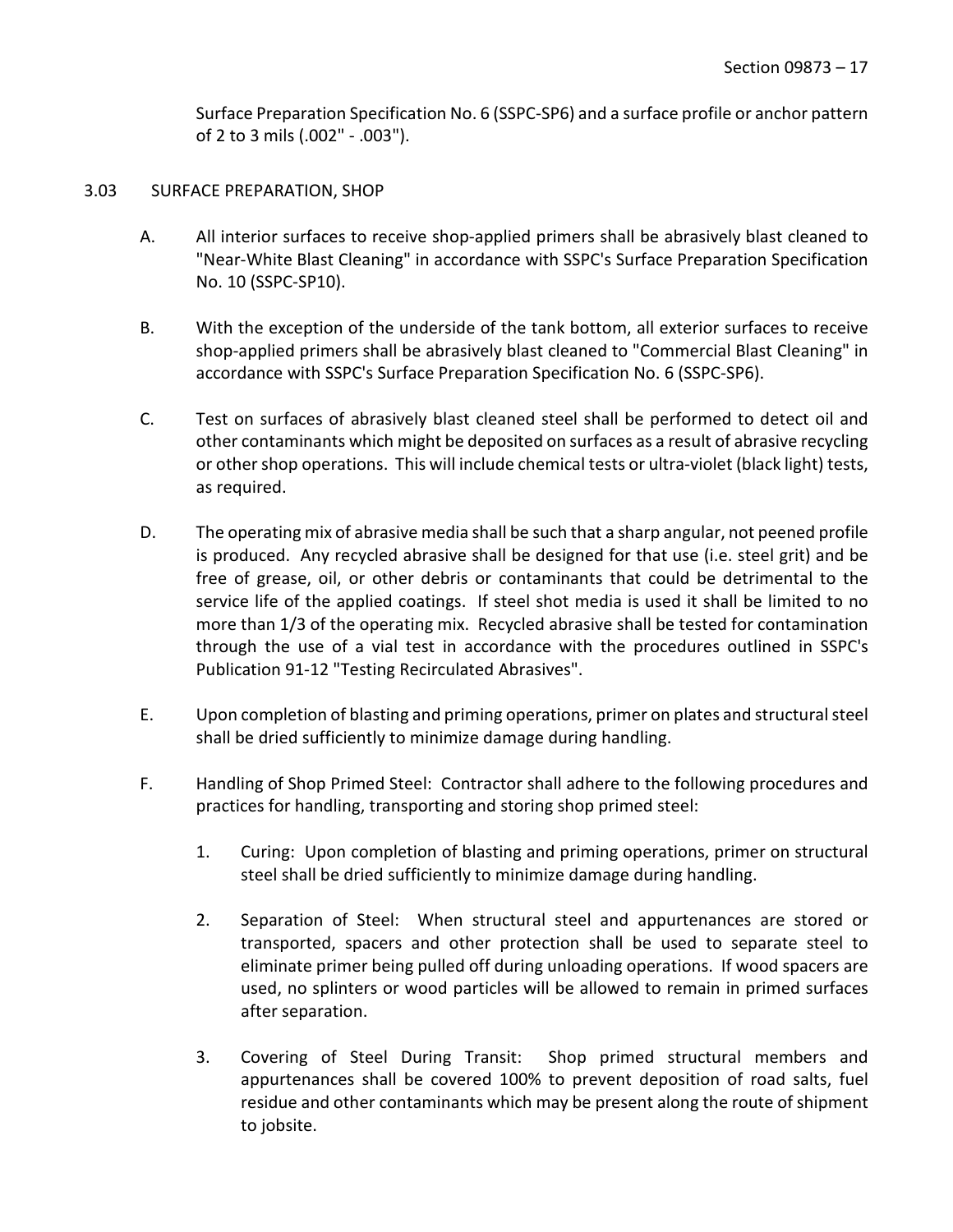Surface Preparation Specification No. 6 (SSPC-SP6) and a surface profile or anchor pattern of 2 to 3 mils (.002" - .003").

## 3.03 SURFACE PREPARATION, SHOP

A. All interior surfaces to receive shop-applied primers shall be abrasively blast cleaned to "Near-White Blast Cleaning" in accordance with SSPC's Surface Preparation Specification No. 10 (SSPC-SP10).

B. With the exception of the underside of the tank bottom, all exterior surfaces to receive shop-applied primers shall be abrasively blast cleaned to "Commercial Blast Cleaning" in accordance with SSPC's Surface Preparation Specification No. 6 (SSPC-SP6).

C. Test on surfaces of abrasively blast cleaned steel shall be performed to detect oil and other contaminants which might be deposited on surfaces as a result of abrasive recycling or other shop operations. This will include chemical tests or ultra-violet (black light) tests, as required.

D. The operating mix of abrasive media shall be such that a sharp angular, not peened profile is produced. Any recycled abrasive shall be designed for that use (i.e. steel grit) and be free of grease, oil, or other debris or contaminants that could be detrimental to the service life of the applied coatings. If steel shot media is used it shall be limited to no more than 1/3 of the operating mix. Recycled abrasive shall be tested for contamination through the use of a vial test in accordance with the procedures outlined in SSPC's Publication 91-12 "Testing Recirculated Abrasives".

E. Upon completion of blasting and priming operations, primer on plates and structural steel shall be dried sufficiently to minimize damage during handling.

F. Handling of Shop Primed Steel: Contractor shall adhere to the following procedures and practices for handling, transporting and storing shop primed steel:

1. Curing: Upon completion of blasting and priming operations, primer on structural steel shall be dried sufficiently to minimize damage during handling.

2. Separation of Steel: When structural steel and appurtenances are stored or transported, spacers and other protection shall be used to separate steel to eliminate primer being pulled off during unloading operations. If wood spacers are used, no splinters or wood particles will be allowed to remain in primed surfaces after separation.

3. Covering of Steel During Transit: Shop primed structural members and appurtenances shall be covered 100% to prevent deposition of road salts, fuel residue and other contaminants which may be present along the route of shipment to jobsite.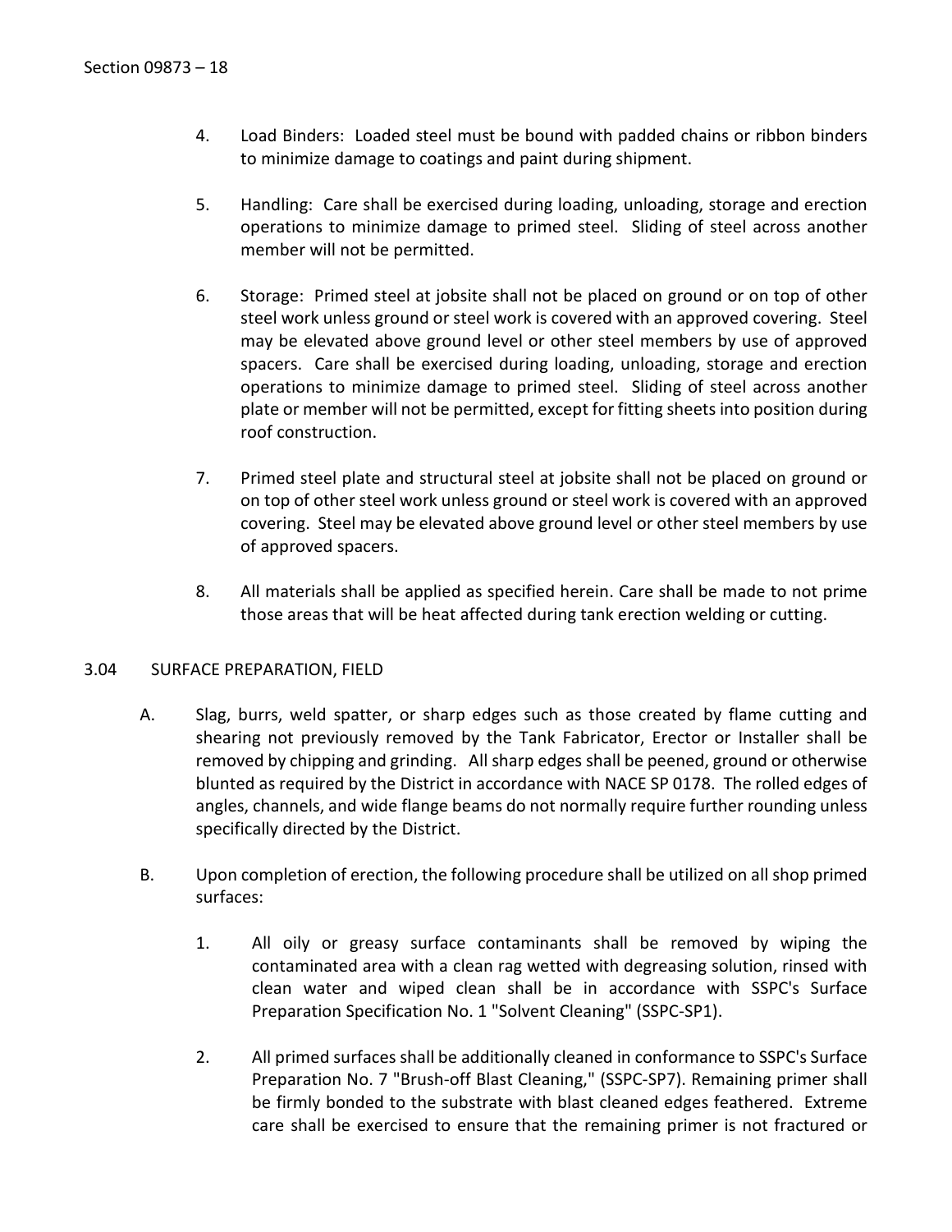4. Load Binders: Loaded steel must be bound with padded chains or ribbon binders to minimize damage to coatings and paint during shipment.

5. Handling: Care shall be exercised during loading, unloading, storage and erection operations to minimize damage to primed steel. Sliding of steel across another member will not be permitted.

6. Storage: Primed steel at jobsite shall not be placed on ground or on top of other steel work unless ground or steel work is covered with an approved covering. Steel may be elevated above ground level or other steel members by use of approved spacers. Care shall be exercised during loading, unloading, storage and erection operations to minimize damage to primed steel. Sliding of steel across another plate or member will not be permitted, except for fitting sheets into position during roof construction.

7. Primed steel plate and structural steel at jobsite shall not be placed on ground or on top of other steel work unless ground or steel work is covered with an approved covering. Steel may be elevated above ground level or other steel members by use of approved spacers.

8. All materials shall be applied as specified herein. Care shall be made to not prime those areas that will be heat affected during tank erection welding or cutting.

## 3.04 SURFACE PREPARATION, FIELD

A. Slag, burrs, weld spatter, or sharp edges such as those created by flame cutting and shearing not previously removed by the Tank Fabricator, Erector or Installer shall be removed by chipping and grinding. All sharp edges shall be peened, ground or otherwise blunted as required by the District in accordance with NACE SP 0178. The rolled edges of angles, channels, and wide flange beams do not normally require further rounding unless specifically directed by the District.

B. Upon completion of erection, the following procedure shall be utilized on all shop primed surfaces:

   1. All oily or greasy surface contaminants shall be removed by wiping the contaminated area with a clean rag wetted with degreasing solution, rinsed with clean water and wiped clean shall be in accordance with SSPC's Surface Preparation Specification No. 1 "Solvent Cleaning" (SSPC-SP1).

   2. All primed surfaces shall be additionally cleaned in conformance to SSPC's Surface Preparation No. 7 "Brush-off Blast Cleaning," (SSPC-SP7). Remaining primer shall be firmly bonded to the substrate with blast cleaned edges feathered. Extreme care shall be exercised to ensure that the remaining primer is not fractured or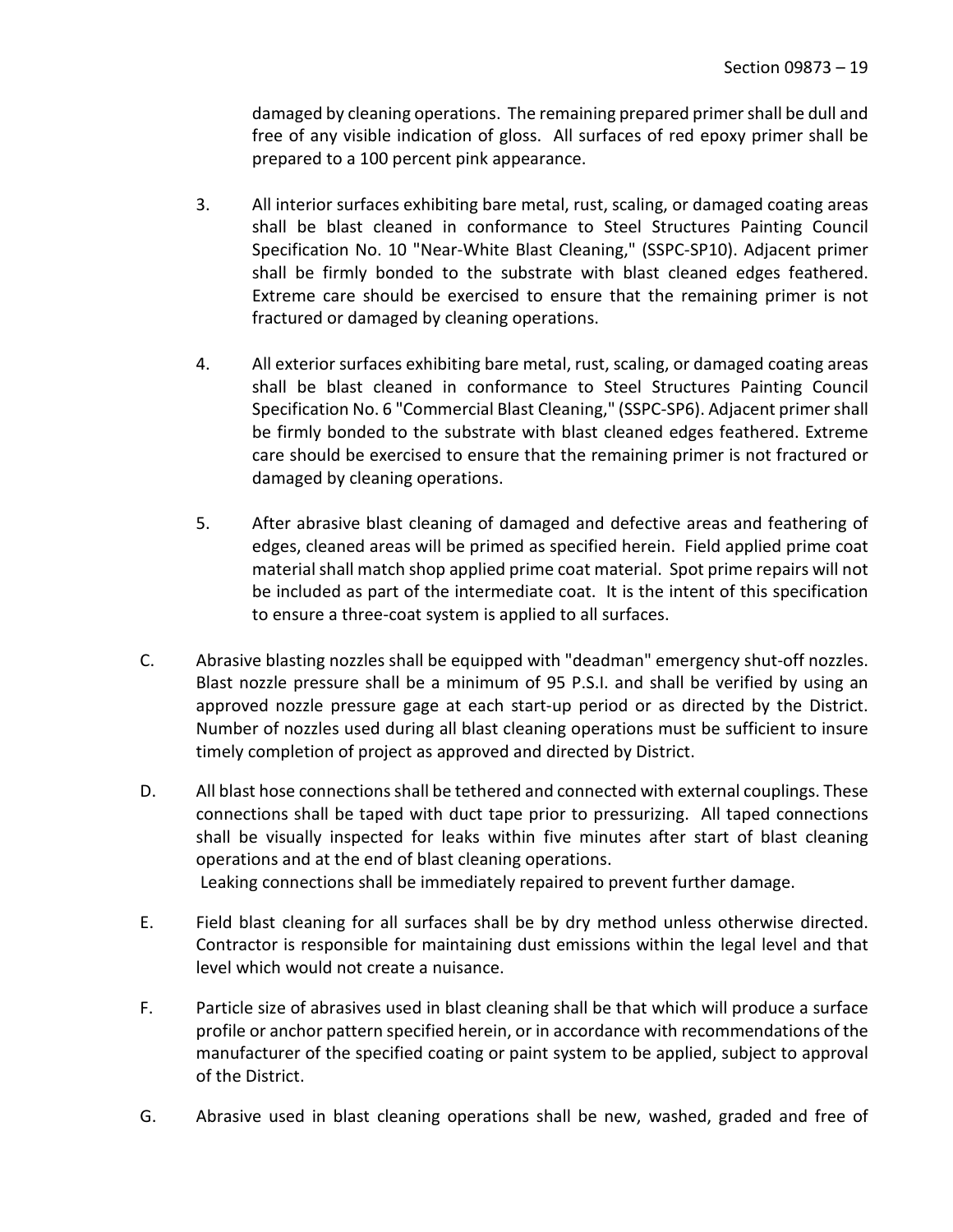damaged by cleaning operations. The remaining prepared primer shall be dull and free of any visible indication of gloss. All surfaces of red epoxy primer shall be prepared to a 100 percent pink appearance.

3. All interior surfaces exhibiting bare metal, rust, scaling, or damaged coating areas shall be blast cleaned in conformance to Steel Structures Painting Council Specification No. 10 "Near-White Blast Cleaning," (SSPC-SP10). Adjacent primer shall be firmly bonded to the substrate with blast cleaned edges feathered. Extreme care should be exercised to ensure that the remaining primer is not fractured or damaged by cleaning operations.

4. All exterior surfaces exhibiting bare metal, rust, scaling, or damaged coating areas shall be blast cleaned in conformance to Steel Structures Painting Council Specification No. 6 "Commercial Blast Cleaning," (SSPC-SP6). Adjacent primer shall be firmly bonded to the substrate with blast cleaned edges feathered. Extreme care should be exercised to ensure that the remaining primer is not fractured or damaged by cleaning operations.

5. After abrasive blast cleaning of damaged and defective areas and feathering of edges, cleaned areas will be primed as specified herein. Field applied prime coat material shall match shop applied prime coat material. Spot prime repairs will not be included as part of the intermediate coat. It is the intent of this specification to ensure a three-coat system is applied to all surfaces.

C. Abrasive blasting nozzles shall be equipped with "deadman" emergency shut-off nozzles. Blast nozzle pressure shall be a minimum of 95 P.S.I. and shall be verified by using an approved nozzle pressure gage at each start-up period or as directed by the District. Number of nozzles used during all blast cleaning operations must be sufficient to insure timely completion of project as approved and directed by District.

D. All blast hose connections shall be tethered and connected with external couplings. These connections shall be taped with duct tape prior to pressurizing. All taped connections shall be visually inspected for leaks within five minutes after start of blast cleaning operations and at the end of blast cleaning operations.
Leaking connections shall be immediately repaired to prevent further damage.

E. Field blast cleaning for all surfaces shall be by dry method unless otherwise directed. Contractor is responsible for maintaining dust emissions within the legal level and that level which would not create a nuisance.

F. Particle size of abrasives used in blast cleaning shall be that which will produce a surface profile or anchor pattern specified herein, or in accordance with recommendations of the manufacturer of the specified coating or paint system to be applied, subject to approval of the District.

G. Abrasive used in blast cleaning operations shall be new, washed, graded and free of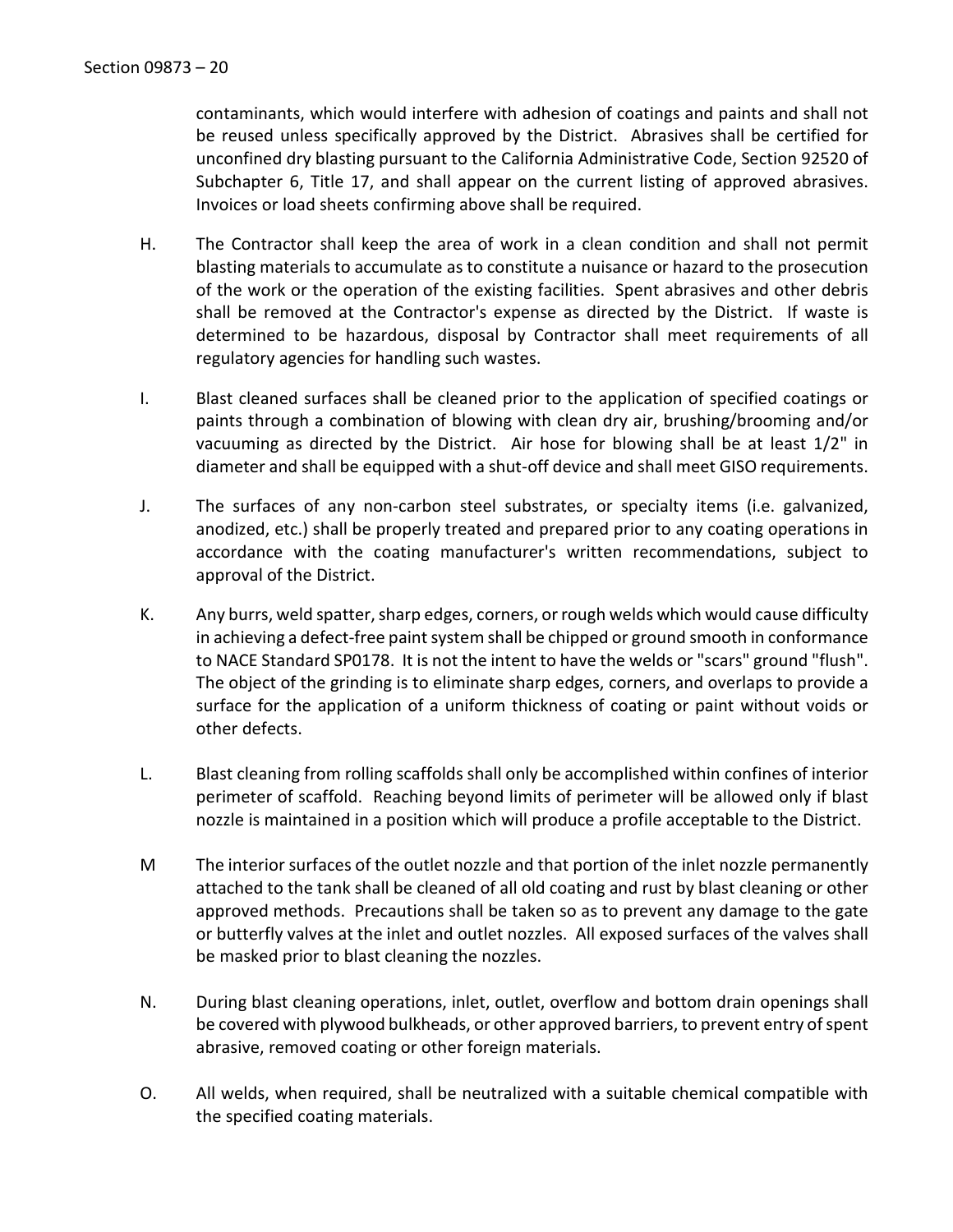contaminants, which would interfere with adhesion of coatings and paints and shall not be reused unless specifically approved by the District. Abrasives shall be certified for unconfined dry blasting pursuant to the California Administrative Code, Section 92520 of Subchapter 6, Title 17, and shall appear on the current listing of approved abrasives. Invoices or load sheets confirming above shall be required.

H. The Contractor shall keep the area of work in a clean condition and shall not permit blasting materials to accumulate as to constitute a nuisance or hazard to the prosecution of the work or the operation of the existing facilities. Spent abrasives and other debris shall be removed at the Contractor's expense as directed by the District. If waste is determined to be hazardous, disposal by Contractor shall meet requirements of all regulatory agencies for handling such wastes.

I. Blast cleaned surfaces shall be cleaned prior to the application of specified coatings or paints through a combination of blowing with clean dry air, brushing/brooming and/or vacuuming as directed by the District. Air hose for blowing shall be at least 1/2" in diameter and shall be equipped with a shut-off device and shall meet GISO requirements.

J. The surfaces of any non-carbon steel substrates, or specialty items (i.e. galvanized, anodized, etc.) shall be properly treated and prepared prior to any coating operations in accordance with the coating manufacturer's written recommendations, subject to approval of the District.

K. Any burrs, weld spatter, sharp edges, corners, or rough welds which would cause difficulty in achieving a defect-free paint system shall be chipped or ground smooth in conformance to NACE Standard SP0178. It is not the intent to have the welds or "scars" ground "flush". The object of the grinding is to eliminate sharp edges, corners, and overlaps to provide a surface for the application of a uniform thickness of coating or paint without voids or other defects.

L. Blast cleaning from rolling scaffolds shall only be accomplished within confines of interior perimeter of scaffold. Reaching beyond limits of perimeter will be allowed only if blast nozzle is maintained in a position which will produce a profile acceptable to the District.

M The interior surfaces of the outlet nozzle and that portion of the inlet nozzle permanently attached to the tank shall be cleaned of all old coating and rust by blast cleaning or other approved methods. Precautions shall be taken so as to prevent any damage to the gate or butterfly valves at the inlet and outlet nozzles. All exposed surfaces of the valves shall be masked prior to blast cleaning the nozzles.

N. During blast cleaning operations, inlet, outlet, overflow and bottom drain openings shall be covered with plywood bulkheads, or other approved barriers, to prevent entry of spent abrasive, removed coating or other foreign materials.

O. All welds, when required, shall be neutralized with a suitable chemical compatible with the specified coating materials.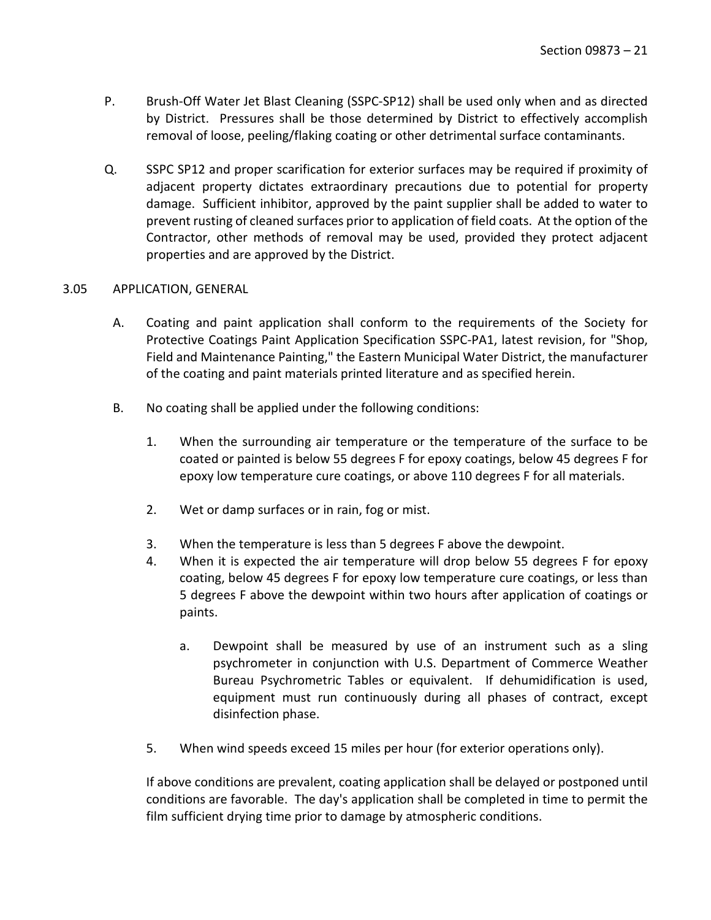P. Brush-Off Water Jet Blast Cleaning (SSPC-SP12) shall be used only when and as directed by District. Pressures shall be those determined by District to effectively accomplish removal of loose, peeling/flaking coating or other detrimental surface contaminants.

Q. SSPC SP12 and proper scarification for exterior surfaces may be required if proximity of adjacent property dictates extraordinary precautions due to potential for property damage. Sufficient inhibitor, approved by the paint supplier shall be added to water to prevent rusting of cleaned surfaces prior to application of field coats. At the option of the Contractor, other methods of removal may be used, provided they protect adjacent properties and are approved by the District.

## 3.05 APPLICATION, GENERAL

A. Coating and paint application shall conform to the requirements of the Society for Protective Coatings Paint Application Specification SSPC-PA1, latest revision, for "Shop, Field and Maintenance Painting," the Eastern Municipal Water District, the manufacturer of the coating and paint materials printed literature and as specified herein.

B. No coating shall be applied under the following conditions:

1. When the surrounding air temperature or the temperature of the surface to be coated or painted is below 55 degrees F for epoxy coatings, below 45 degrees F for epoxy low temperature cure coatings, or above 110 degrees F for all materials.

2. Wet or damp surfaces or in rain, fog or mist.

3. When the temperature is less than 5 degrees F above the dewpoint.

4. When it is expected the air temperature will drop below 55 degrees F for epoxy coating, below 45 degrees F for epoxy low temperature cure coatings, or less than 5 degrees F above the dewpoint within two hours after application of coatings or paints.

   a. Dewpoint shall be measured by use of an instrument such as a sling psychrometer in conjunction with U.S. Department of Commerce Weather Bureau Psychrometric Tables or equivalent. If dehumidification is used, equipment must run continuously during all phases of contract, except disinfection phase.

5. When wind speeds exceed 15 miles per hour (for exterior operations only).

If above conditions are prevalent, coating application shall be delayed or postponed until conditions are favorable. The day's application shall be completed in time to permit the film sufficient drying time prior to damage by atmospheric conditions.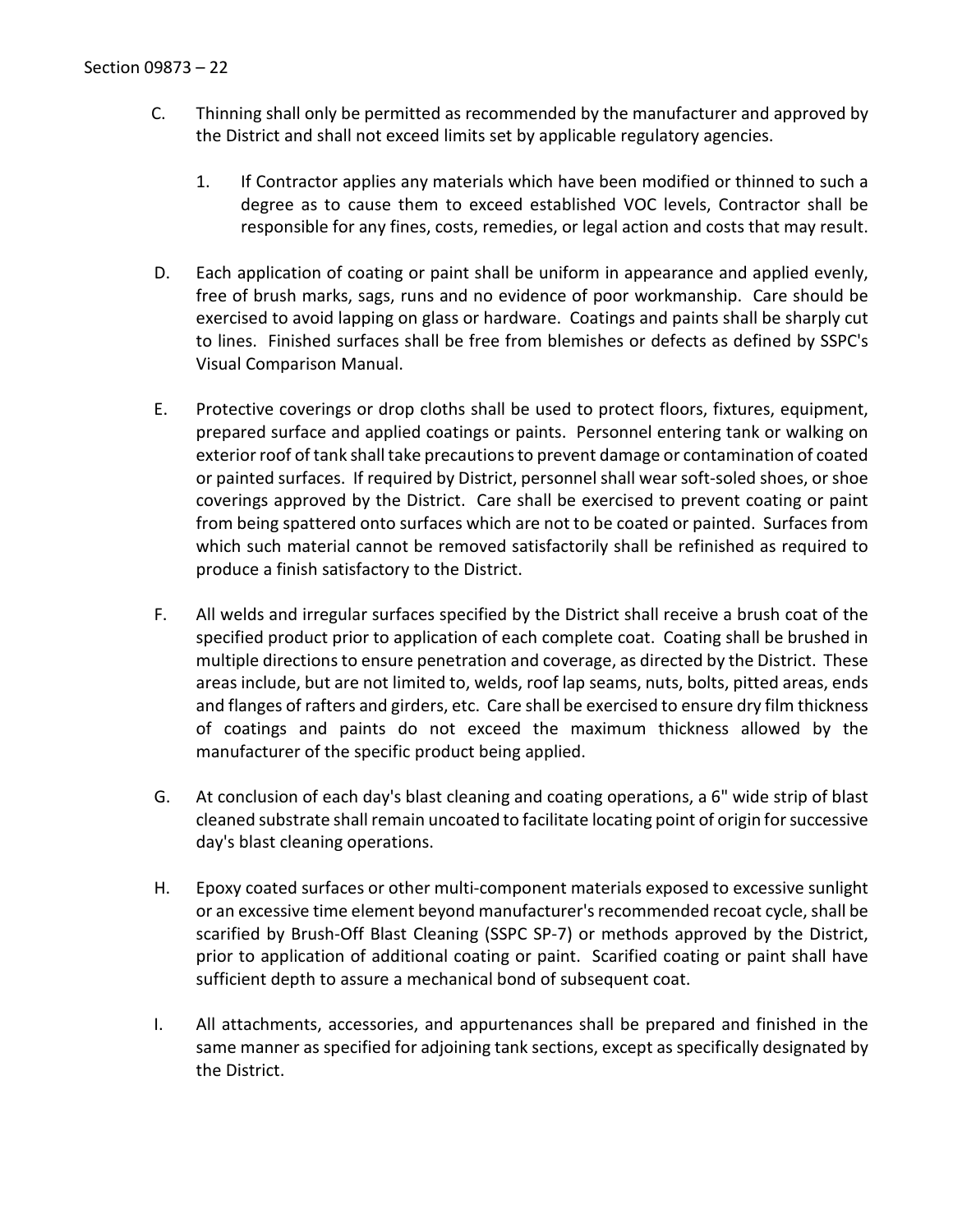C. Thinning shall only be permitted as recommended by the manufacturer and approved by the District and shall not exceed limits set by applicable regulatory agencies.

  1. If Contractor applies any materials which have been modified or thinned to such a degree as to cause them to exceed established VOC levels, Contractor shall be responsible for any fines, costs, remedies, or legal action and costs that may result.

D. Each application of coating or paint shall be uniform in appearance and applied evenly, free of brush marks, sags, runs and no evidence of poor workmanship. Care should be exercised to avoid lapping on glass or hardware. Coatings and paints shall be sharply cut to lines. Finished surfaces shall be free from blemishes or defects as defined by SSPC's Visual Comparison Manual.

E. Protective coverings or drop cloths shall be used to protect floors, fixtures, equipment, prepared surface and applied coatings or paints. Personnel entering tank or walking on exterior roof of tank shall take precautions to prevent damage or contamination of coated or painted surfaces. If required by District, personnel shall wear soft-soled shoes, or shoe coverings approved by the District. Care shall be exercised to prevent coating or paint from being spattered onto surfaces which are not to be coated or painted. Surfaces from which such material cannot be removed satisfactorily shall be refinished as required to produce a finish satisfactory to the District.

F. All welds and irregular surfaces specified by the District shall receive a brush coat of the specified product prior to application of each complete coat. Coating shall be brushed in multiple directions to ensure penetration and coverage, as directed by the District. These areas include, but are not limited to, welds, roof lap seams, nuts, bolts, pitted areas, ends and flanges of rafters and girders, etc. Care shall be exercised to ensure dry film thickness of coatings and paints do not exceed the maximum thickness allowed by the manufacturer of the specific product being applied.

G. At conclusion of each day's blast cleaning and coating operations, a 6" wide strip of blast cleaned substrate shall remain uncoated to facilitate locating point of origin for successive day's blast cleaning operations.

H. Epoxy coated surfaces or other multi-component materials exposed to excessive sunlight or an excessive time element beyond manufacturer's recommended recoat cycle, shall be scarified by Brush-Off Blast Cleaning (SSPC SP-7) or methods approved by the District, prior to application of additional coating or paint. Scarified coating or paint shall have sufficient depth to assure a mechanical bond of subsequent coat.

I. All attachments, accessories, and appurtenances shall be prepared and finished in the same manner as specified for adjoining tank sections, except as specifically designated by the District.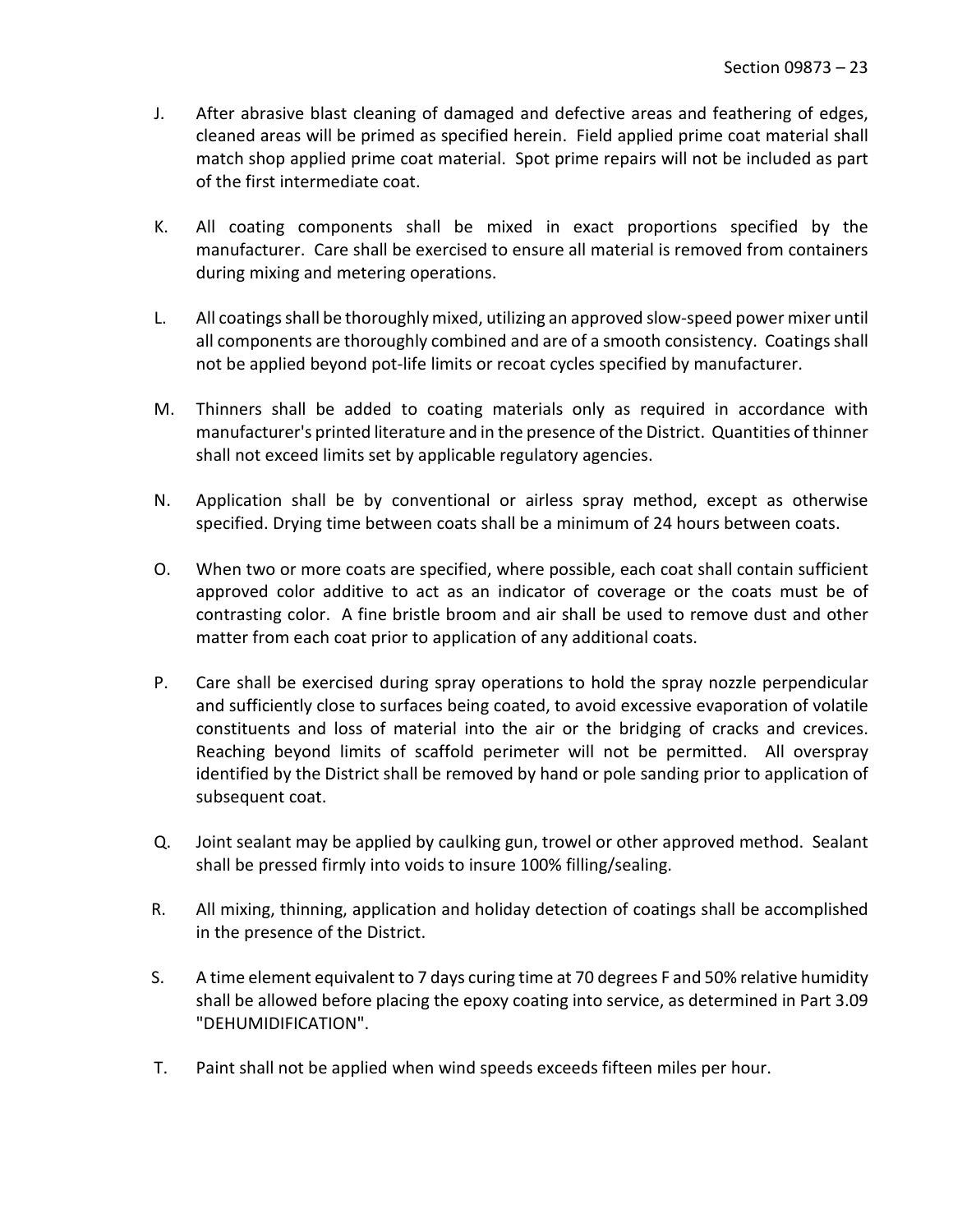J. After abrasive blast cleaning of damaged and defective areas and feathering of edges, cleaned areas will be primed as specified herein. Field applied prime coat material shall match shop applied prime coat material. Spot prime repairs will not be included as part of the first intermediate coat.

K. All coating components shall be mixed in exact proportions specified by the manufacturer. Care shall be exercised to ensure all material is removed from containers during mixing and metering operations.

L. All coatings shall be thoroughly mixed, utilizing an approved slow-speed power mixer until all components are thoroughly combined and are of a smooth consistency. Coatings shall not be applied beyond pot-life limits or recoat cycles specified by manufacturer.

M. Thinners shall be added to coating materials only as required in accordance with manufacturer's printed literature and in the presence of the District. Quantities of thinner shall not exceed limits set by applicable regulatory agencies.

N. Application shall be by conventional or airless spray method, except as otherwise specified. Drying time between coats shall be a minimum of 24 hours between coats.

O. When two or more coats are specified, where possible, each coat shall contain sufficient approved color additive to act as an indicator of coverage or the coats must be of contrasting color. A fine bristle broom and air shall be used to remove dust and other matter from each coat prior to application of any additional coats.

P. Care shall be exercised during spray operations to hold the spray nozzle perpendicular and sufficiently close to surfaces being coated, to avoid excessive evaporation of volatile constituents and loss of material into the air or the bridging of cracks and crevices. Reaching beyond limits of scaffold perimeter will not be permitted. All overspray identified by the District shall be removed by hand or pole sanding prior to application of subsequent coat.

Q. Joint sealant may be applied by caulking gun, trowel or other approved method. Sealant shall be pressed firmly into voids to insure 100% filling/sealing.

R. All mixing, thinning, application and holiday detection of coatings shall be accomplished in the presence of the District.

S. A time element equivalent to 7 days curing time at 70 degrees F and 50% relative humidity shall be allowed before placing the epoxy coating into service, as determined in Part 3.09 "DEHUMIDIFICATION".

T. Paint shall not be applied when wind speeds exceeds fifteen miles per hour.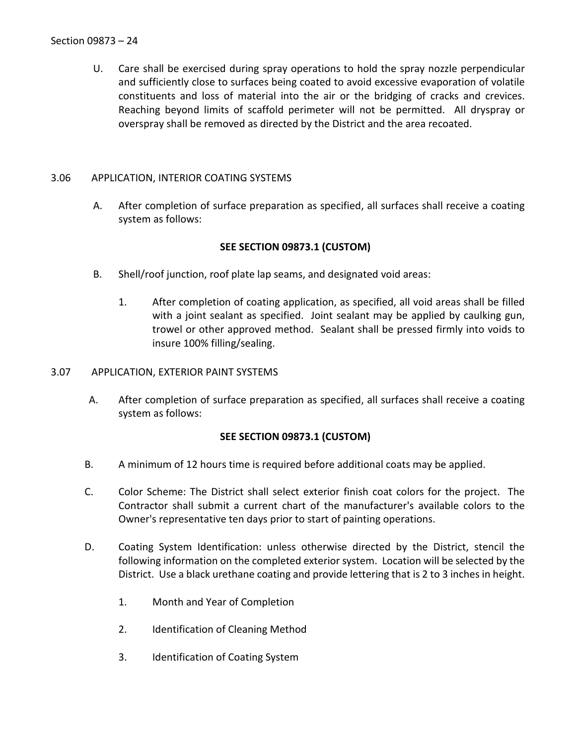U. Care shall be exercised during spray operations to hold the spray nozzle perpendicular and sufficiently close to surfaces being coated to avoid excessive evaporation of volatile constituents and loss of material into the air or the bridging of cracks and crevices. Reaching beyond limits of scaffold perimeter will not be permitted. All dryspray or overspray shall be removed as directed by the District and the area recoated.

## 3.06 APPLICATION, INTERIOR COATING SYSTEMS

A. After completion of surface preparation as specified, all surfaces shall receive a coating system as follows:

**SEE SECTION 09873.1 (CUSTOM)**

B. Shell/roof junction, roof plate lap seams, and designated void areas:

1. After completion of coating application, as specified, all void areas shall be filled with a joint sealant as specified. Joint sealant may be applied by caulking gun, trowel or other approved method. Sealant shall be pressed firmly into voids to insure 100% filling/sealing.

## 3.07 APPLICATION, EXTERIOR PAINT SYSTEMS

A. After completion of surface preparation as specified, all surfaces shall receive a coating system as follows:

**SEE SECTION 09873.1 (CUSTOM)**

B. A minimum of 12 hours time is required before additional coats may be applied.

C. Color Scheme: The District shall select exterior finish coat colors for the project. The Contractor shall submit a current chart of the manufacturer's available colors to the Owner's representative ten days prior to start of painting operations.

D. Coating System Identification: unless otherwise directed by the District, stencil the following information on the completed exterior system. Location will be selected by the District. Use a black urethane coating and provide lettering that is 2 to 3 inches in height.

1. Month and Year of Completion
2. Identification of Cleaning Method
3. Identification of Coating System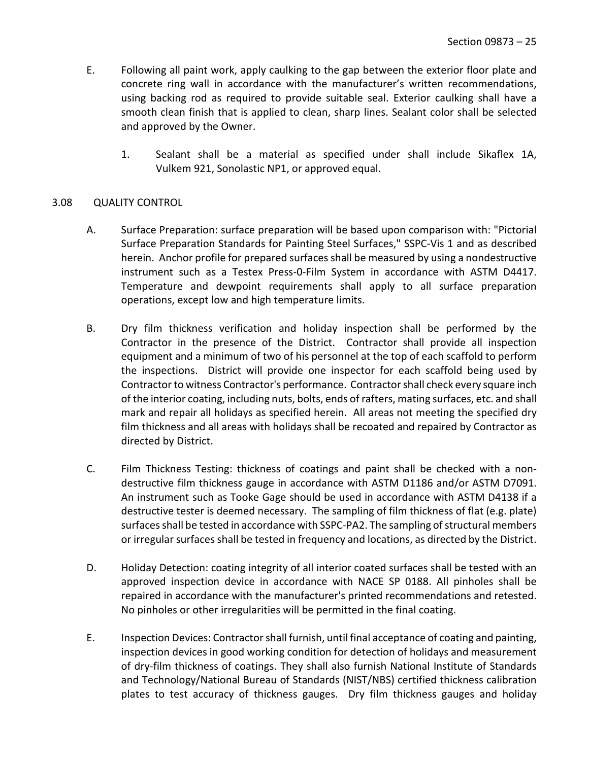E. Following all paint work, apply caulking to the gap between the exterior floor plate and concrete ring wall in accordance with the manufacturer's written recommendations, using backing rod as required to provide suitable seal. Exterior caulking shall have a smooth clean finish that is applied to clean, sharp lines. Sealant color shall be selected and approved by the Owner.

   1. Sealant shall be a material as specified under shall include Sikaflex 1A, Vulkem 921, Sonolastic NP1, or approved equal.

## 3.08 QUALITY CONTROL

A. Surface Preparation: surface preparation will be based upon comparison with: "Pictorial Surface Preparation Standards for Painting Steel Surfaces," SSPC-Vis 1 and as described herein. Anchor profile for prepared surfaces shall be measured by using a nondestructive instrument such as a Testex Press-0-Film System in accordance with ASTM D4417. Temperature and dewpoint requirements shall apply to all surface preparation operations, except low and high temperature limits.

B. Dry film thickness verification and holiday inspection shall be performed by the Contractor in the presence of the District. Contractor shall provide all inspection equipment and a minimum of two of his personnel at the top of each scaffold to perform the inspections. District will provide one inspector for each scaffold being used by Contractor to witness Contractor's performance. Contractor shall check every square inch of the interior coating, including nuts, bolts, ends of rafters, mating surfaces, etc. and shall mark and repair all holidays as specified herein. All areas not meeting the specified dry film thickness and all areas with holidays shall be recoated and repaired by Contractor as directed by District.

C. Film Thickness Testing: thickness of coatings and paint shall be checked with a non-destructive film thickness gauge in accordance with ASTM D1186 and/or ASTM D7091. An instrument such as Tooke Gage should be used in accordance with ASTM D4138 if a destructive tester is deemed necessary. The sampling of film thickness of flat (e.g. plate) surfaces shall be tested in accordance with SSPC-PA2. The sampling of structural members or irregular surfaces shall be tested in frequency and locations, as directed by the District.

D. Holiday Detection: coating integrity of all interior coated surfaces shall be tested with an approved inspection device in accordance with NACE SP 0188. All pinholes shall be repaired in accordance with the manufacturer's printed recommendations and retested. No pinholes or other irregularities will be permitted in the final coating.

E. Inspection Devices: Contractor shall furnish, until final acceptance of coating and painting, inspection devices in good working condition for detection of holidays and measurement of dry-film thickness of coatings. They shall also furnish National Institute of Standards and Technology/National Bureau of Standards (NIST/NBS) certified thickness calibration plates to test accuracy of thickness gauges. Dry film thickness gauges and holiday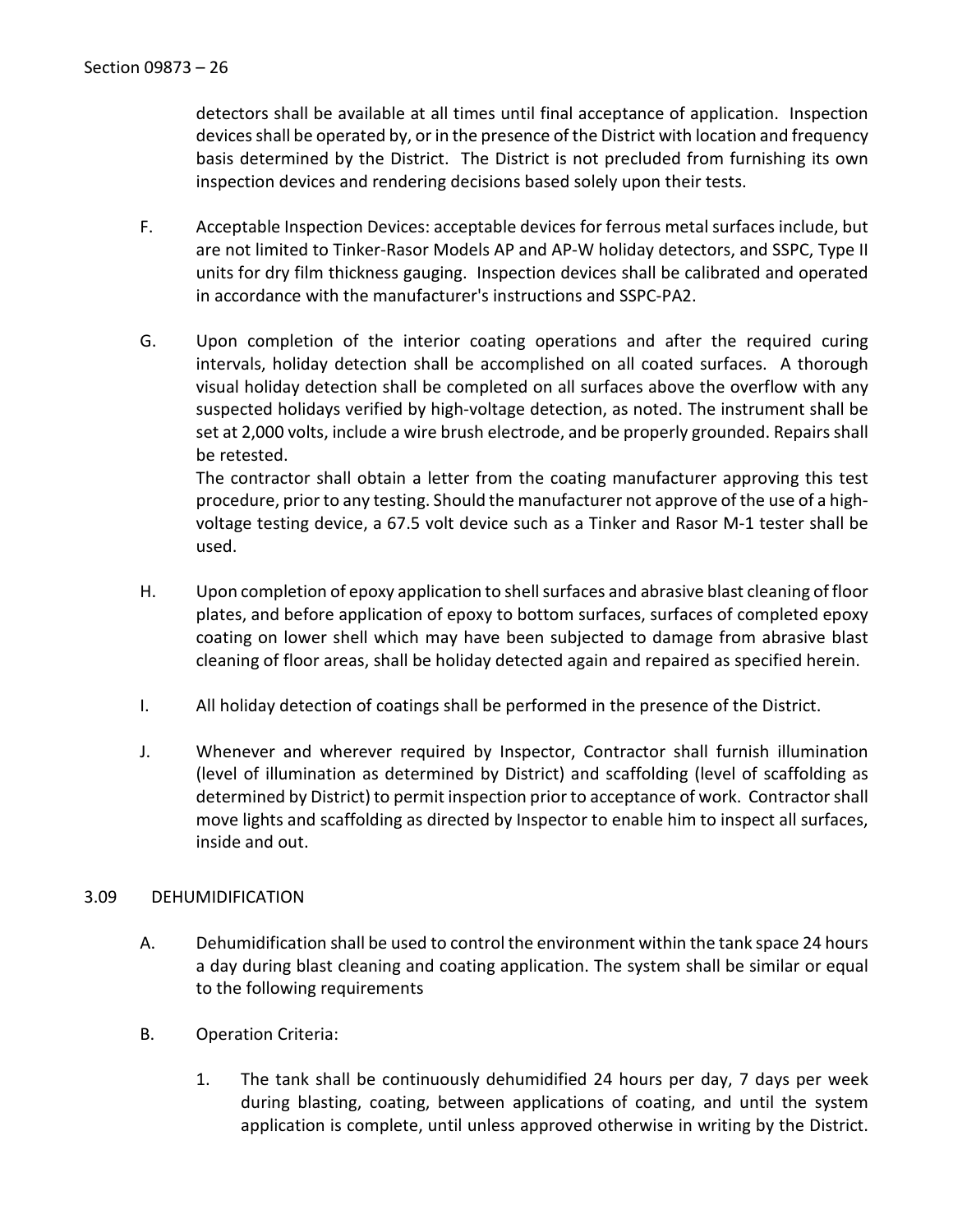detectors shall be available at all times until final acceptance of application. Inspection devices shall be operated by, or in the presence of the District with location and frequency basis determined by the District. The District is not precluded from furnishing its own inspection devices and rendering decisions based solely upon their tests.

F. Acceptable Inspection Devices: acceptable devices for ferrous metal surfaces include, but are not limited to Tinker-Rasor Models AP and AP-W holiday detectors, and SSPC, Type II units for dry film thickness gauging. Inspection devices shall be calibrated and operated in accordance with the manufacturer's instructions and SSPC-PA2.

G. Upon completion of the interior coating operations and after the required curing intervals, holiday detection shall be accomplished on all coated surfaces. A thorough visual holiday detection shall be completed on all surfaces above the overflow with any suspected holidays verified by high-voltage detection, as noted. The instrument shall be set at 2,000 volts, include a wire brush electrode, and be properly grounded. Repairs shall be retested.
The contractor shall obtain a letter from the coating manufacturer approving this test procedure, prior to any testing. Should the manufacturer not approve of the use of a high-voltage testing device, a 67.5 volt device such as a Tinker and Rasor M-1 tester shall be used.

H. Upon completion of epoxy application to shell surfaces and abrasive blast cleaning of floor plates, and before application of epoxy to bottom surfaces, surfaces of completed epoxy coating on lower shell which may have been subjected to damage from abrasive blast cleaning of floor areas, shall be holiday detected again and repaired as specified herein.

I. All holiday detection of coatings shall be performed in the presence of the District.

J. Whenever and wherever required by Inspector, Contractor shall furnish illumination (level of illumination as determined by District) and scaffolding (level of scaffolding as determined by District) to permit inspection prior to acceptance of work. Contractor shall move lights and scaffolding as directed by Inspector to enable him to inspect all surfaces, inside and out.

## 3.09 DEHUMIDIFICATION

A. Dehumidification shall be used to control the environment within the tank space 24 hours a day during blast cleaning and coating application. The system shall be similar or equal to the following requirements

B. Operation Criteria:

1. The tank shall be continuously dehumidified 24 hours per day, 7 days per week during blasting, coating, between applications of coating, and until the system application is complete, until unless approved otherwise in writing by the District.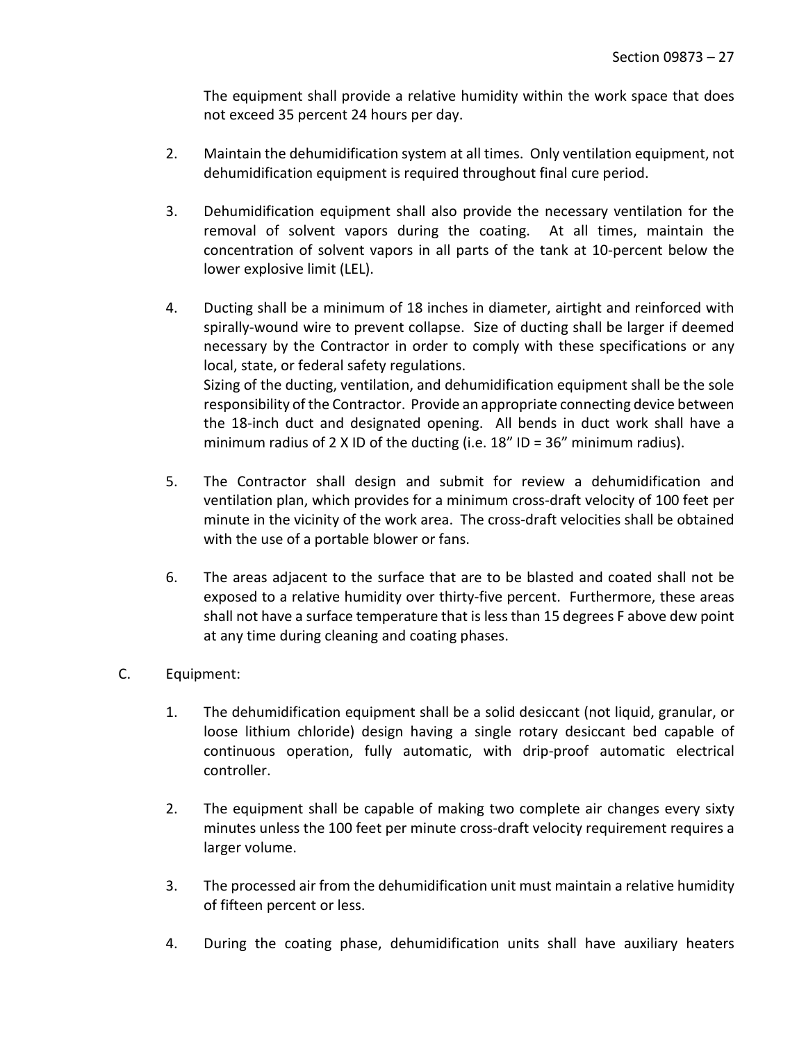The equipment shall provide a relative humidity within the work space that does not exceed 35 percent 24 hours per day.

2. Maintain the dehumidification system at all times. Only ventilation equipment, not dehumidification equipment is required throughout final cure period.

3. Dehumidification equipment shall also provide the necessary ventilation for the removal of solvent vapors during the coating. At all times, maintain the concentration of solvent vapors in all parts of the tank at 10-percent below the lower explosive limit (LEL).

4. Ducting shall be a minimum of 18 inches in diameter, airtight and reinforced with spirally-wound wire to prevent collapse. Size of ducting shall be larger if deemed necessary by the Contractor in order to comply with these specifications or any local, state, or federal safety regulations.
   Sizing of the ducting, ventilation, and dehumidification equipment shall be the sole responsibility of the Contractor. Provide an appropriate connecting device between the 18-inch duct and designated opening. All bends in duct work shall have a minimum radius of 2 X ID of the ducting (i.e. 18" ID = 36" minimum radius).

5. The Contractor shall design and submit for review a dehumidification and ventilation plan, which provides for a minimum cross-draft velocity of 100 feet per minute in the vicinity of the work area. The cross-draft velocities shall be obtained with the use of a portable blower or fans.

6. The areas adjacent to the surface that are to be blasted and coated shall not be exposed to a relative humidity over thirty-five percent. Furthermore, these areas shall not have a surface temperature that is less than 15 degrees F above dew point at any time during cleaning and coating phases.

C. Equipment:

1. The dehumidification equipment shall be a solid desiccant (not liquid, granular, or loose lithium chloride) design having a single rotary desiccant bed capable of continuous operation, fully automatic, with drip-proof automatic electrical controller.

2. The equipment shall be capable of making two complete air changes every sixty minutes unless the 100 feet per minute cross-draft velocity requirement requires a larger volume.

3. The processed air from the dehumidification unit must maintain a relative humidity of fifteen percent or less.

4. During the coating phase, dehumidification units shall have auxiliary heaters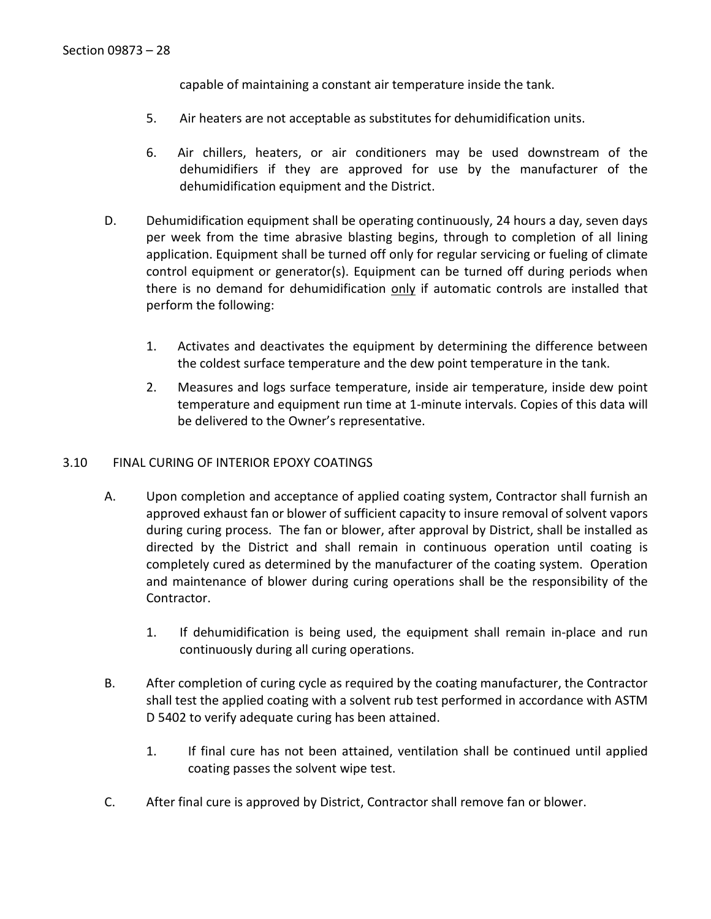capable of maintaining a constant air temperature inside the tank.

5. Air heaters are not acceptable as substitutes for dehumidification units.

6. Air chillers, heaters, or air conditioners may be used downstream of the dehumidifiers if they are approved for use by the manufacturer of the dehumidification equipment and the District.

D. Dehumidification equipment shall be operating continuously, 24 hours a day, seven days per week from the time abrasive blasting begins, through to completion of all lining application. Equipment shall be turned off only for regular servicing or fueling of climate control equipment or generator(s). Equipment can be turned off during periods when there is no demand for dehumidification <u>only</u> if automatic controls are installed that perform the following:

   1. Activates and deactivates the equipment by determining the difference between the coldest surface temperature and the dew point temperature in the tank.

   2. Measures and logs surface temperature, inside air temperature, inside dew point temperature and equipment run time at 1-minute intervals. Copies of this data will be delivered to the Owner's representative.

## 3.10 FINAL CURING OF INTERIOR EPOXY COATINGS

A. Upon completion and acceptance of applied coating system, Contractor shall furnish an approved exhaust fan or blower of sufficient capacity to insure removal of solvent vapors during curing process. The fan or blower, after approval by District, shall be installed as directed by the District and shall remain in continuous operation until coating is completely cured as determined by the manufacturer of the coating system. Operation and maintenance of blower during curing operations shall be the responsibility of the Contractor.

   1. If dehumidification is being used, the equipment shall remain in-place and run continuously during all curing operations.

B. After completion of curing cycle as required by the coating manufacturer, the Contractor shall test the applied coating with a solvent rub test performed in accordance with ASTM D 5402 to verify adequate curing has been attained.

   1. If final cure has not been attained, ventilation shall be continued until applied coating passes the solvent wipe test.

C. After final cure is approved by District, Contractor shall remove fan or blower.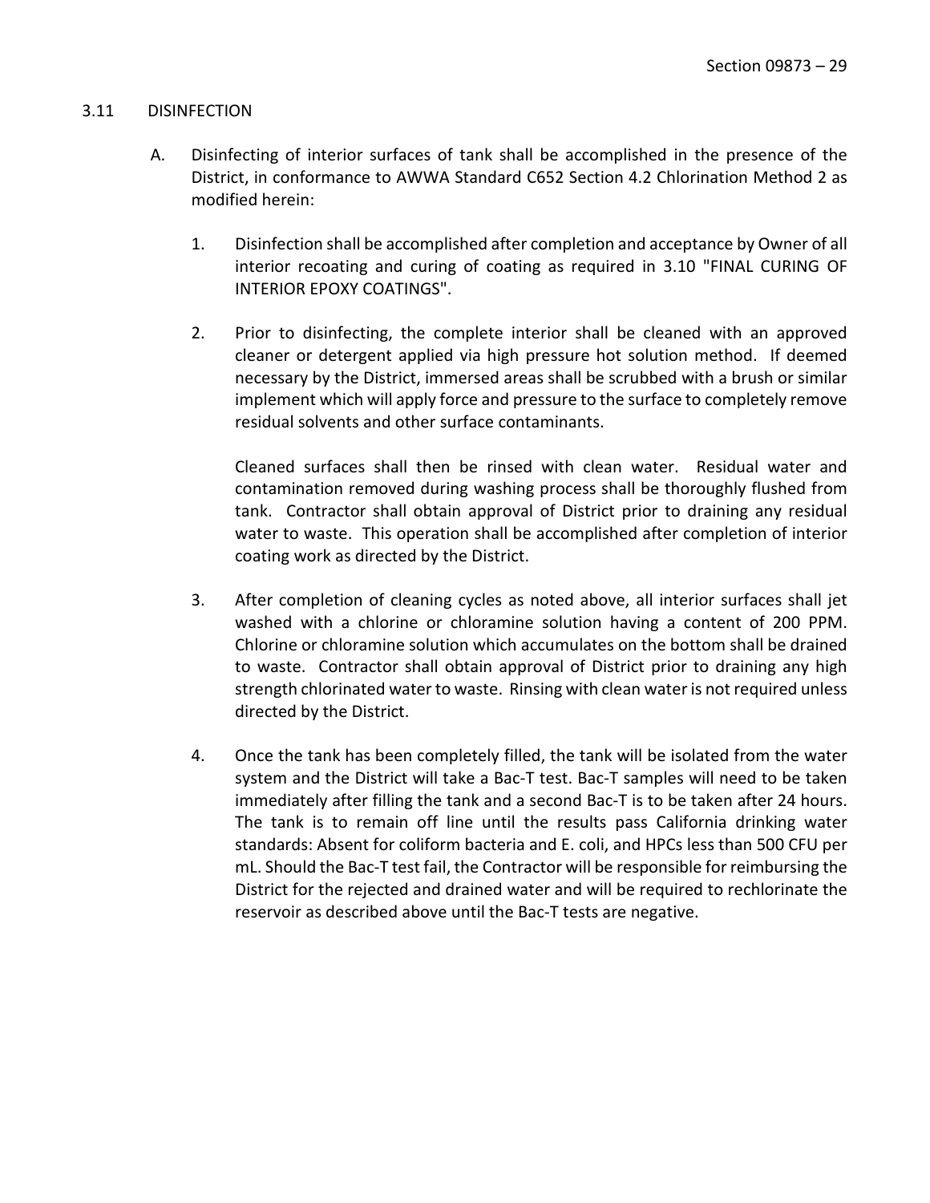## 3.11 DISINFECTION

A. Disinfecting of interior surfaces of tank shall be accomplished in the presence of the District, in conformance to AWWA Standard C652 Section 4.2 Chlorination Method 2 as modified herein:

1. Disinfection shall be accomplished after completion and acceptance by Owner of all interior recoating and curing of coating as required in 3.10 "FINAL CURING OF INTERIOR EPOXY COATINGS".

2. Prior to disinfecting, the complete interior shall be cleaned with an approved cleaner or detergent applied via high pressure hot solution method. If deemed necessary by the District, immersed areas shall be scrubbed with a brush or similar implement which will apply force and pressure to the surface to completely remove residual solvents and other surface contaminants.

   Cleaned surfaces shall then be rinsed with clean water. Residual water and contamination removed during washing process shall be thoroughly flushed from tank. Contractor shall obtain approval of District prior to draining any residual water to waste. This operation shall be accomplished after completion of interior coating work as directed by the District.

3. After completion of cleaning cycles as noted above, all interior surfaces shall jet washed with a chlorine or chloramine solution having a content of 200 PPM. Chlorine or chloramine solution which accumulates on the bottom shall be drained to waste. Contractor shall obtain approval of District prior to draining any high strength chlorinated water to waste. Rinsing with clean water is not required unless directed by the District.

4. Once the tank has been completely filled, the tank will be isolated from the water system and the District will take a Bac-T test. Bac-T samples will need to be taken immediately after filling the tank and a second Bac-T is to be taken after 24 hours. The tank is to remain off line until the results pass California drinking water standards: Absent for coliform bacteria and E. coli, and HPCs less than 500 CFU per mL. Should the Bac-T test fail, the Contractor will be responsible for reimbursing the District for the rejected and drained water and will be required to rechlorinate the reservoir as described above until the Bac-T tests are negative.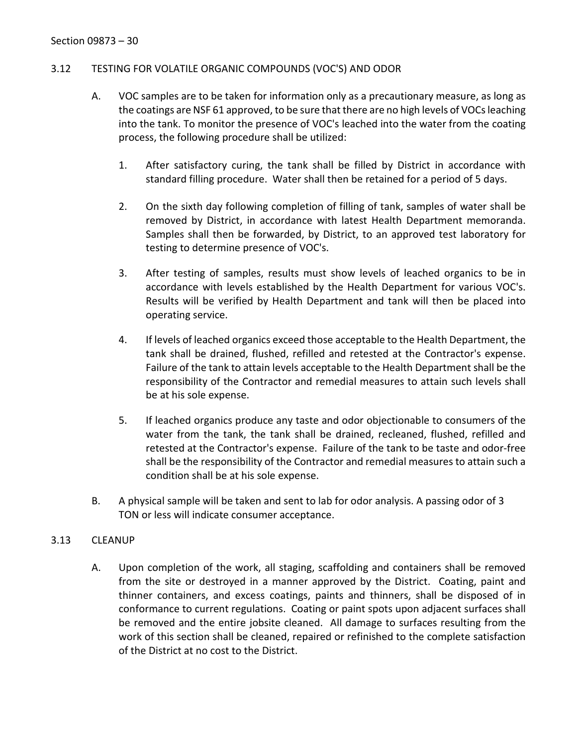### 3.12 TESTING FOR VOLATILE ORGANIC COMPOUNDS (VOC'S) AND ODOR

A. VOC samples are to be taken for information only as a precautionary measure, as long as the coatings are NSF 61 approved, to be sure that there are no high levels of VOCs leaching into the tank. To monitor the presence of VOC's leached into the water from the coating process, the following procedure shall be utilized:

1. After satisfactory curing, the tank shall be filled by District in accordance with standard filling procedure. Water shall then be retained for a period of 5 days.

2. On the sixth day following completion of filling of tank, samples of water shall be removed by District, in accordance with latest Health Department memoranda. Samples shall then be forwarded, by District, to an approved test laboratory for testing to determine presence of VOC's.

3. After testing of samples, results must show levels of leached organics to be in accordance with levels established by the Health Department for various VOC's. Results will be verified by Health Department and tank will then be placed into operating service.

4. If levels of leached organics exceed those acceptable to the Health Department, the tank shall be drained, flushed, refilled and retested at the Contractor's expense. Failure of the tank to attain levels acceptable to the Health Department shall be the responsibility of the Contractor and remedial measures to attain such levels shall be at his sole expense.

5. If leached organics produce any taste and odor objectionable to consumers of the water from the tank, the tank shall be drained, recleaned, flushed, refilled and retested at the Contractor's expense. Failure of the tank to be taste and odor-free shall be the responsibility of the Contractor and remedial measures to attain such a condition shall be at his sole expense.

B. A physical sample will be taken and sent to lab for odor analysis. A passing odor of 3 TON or less will indicate consumer acceptance.

### 3.13 CLEANUP

A. Upon completion of the work, all staging, scaffolding and containers shall be removed from the site or destroyed in a manner approved by the District. Coating, paint and thinner containers, and excess coatings, paints and thinners, shall be disposed of in conformance to current regulations. Coating or paint spots upon adjacent surfaces shall be removed and the entire jobsite cleaned. All damage to surfaces resulting from the work of this section shall be cleaned, repaired or refinished to the complete satisfaction of the District at no cost to the District.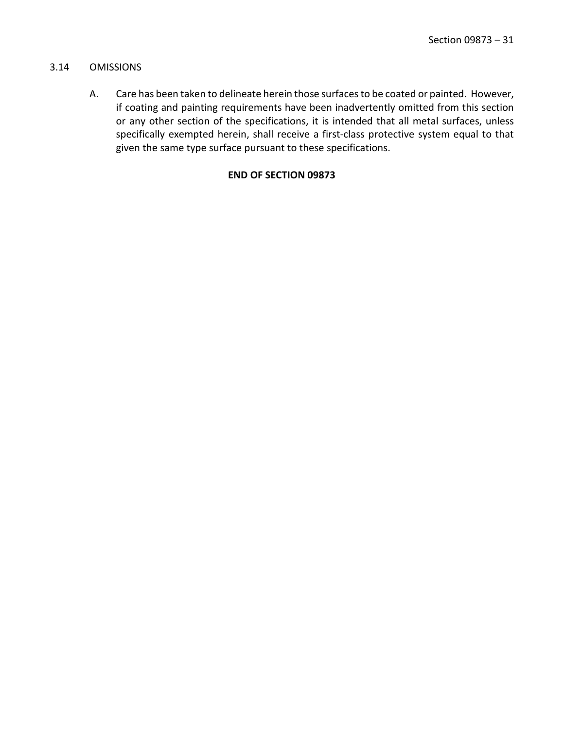## 3.14 OMISSIONS

A. Care has been taken to delineate herein those surfaces to be coated or painted. However, if coating and painting requirements have been inadvertently omitted from this section or any other section of the specifications, it is intended that all metal surfaces, unless specifically exempted herein, shall receive a first-class protective system equal to that given the same type surface pursuant to these specifications.

**END OF SECTION 09873**